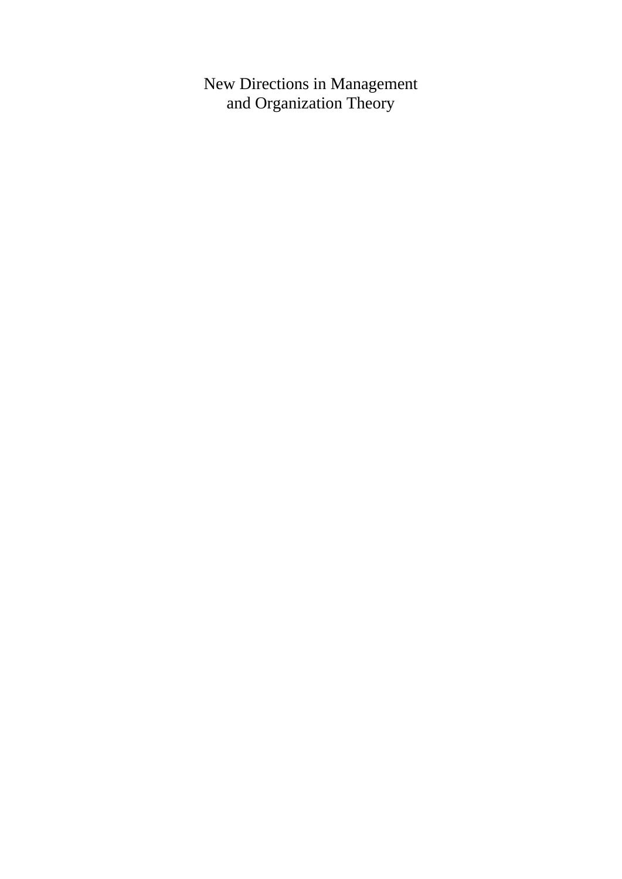# New Directions in Management and Organization Theory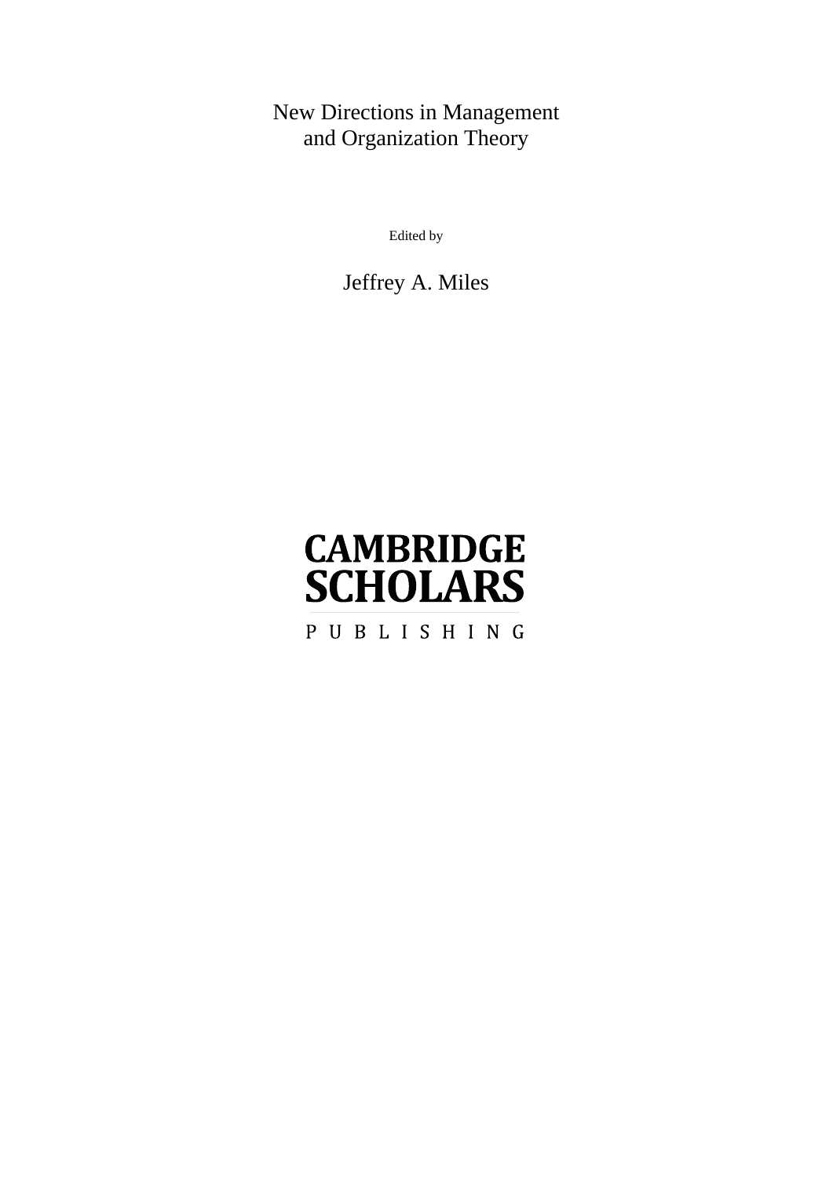# New Directions in Management and Organization Theory

Edited by

Jeffrey A. Miles

CAMBRIDGE SCHOLARS

PUBLISHING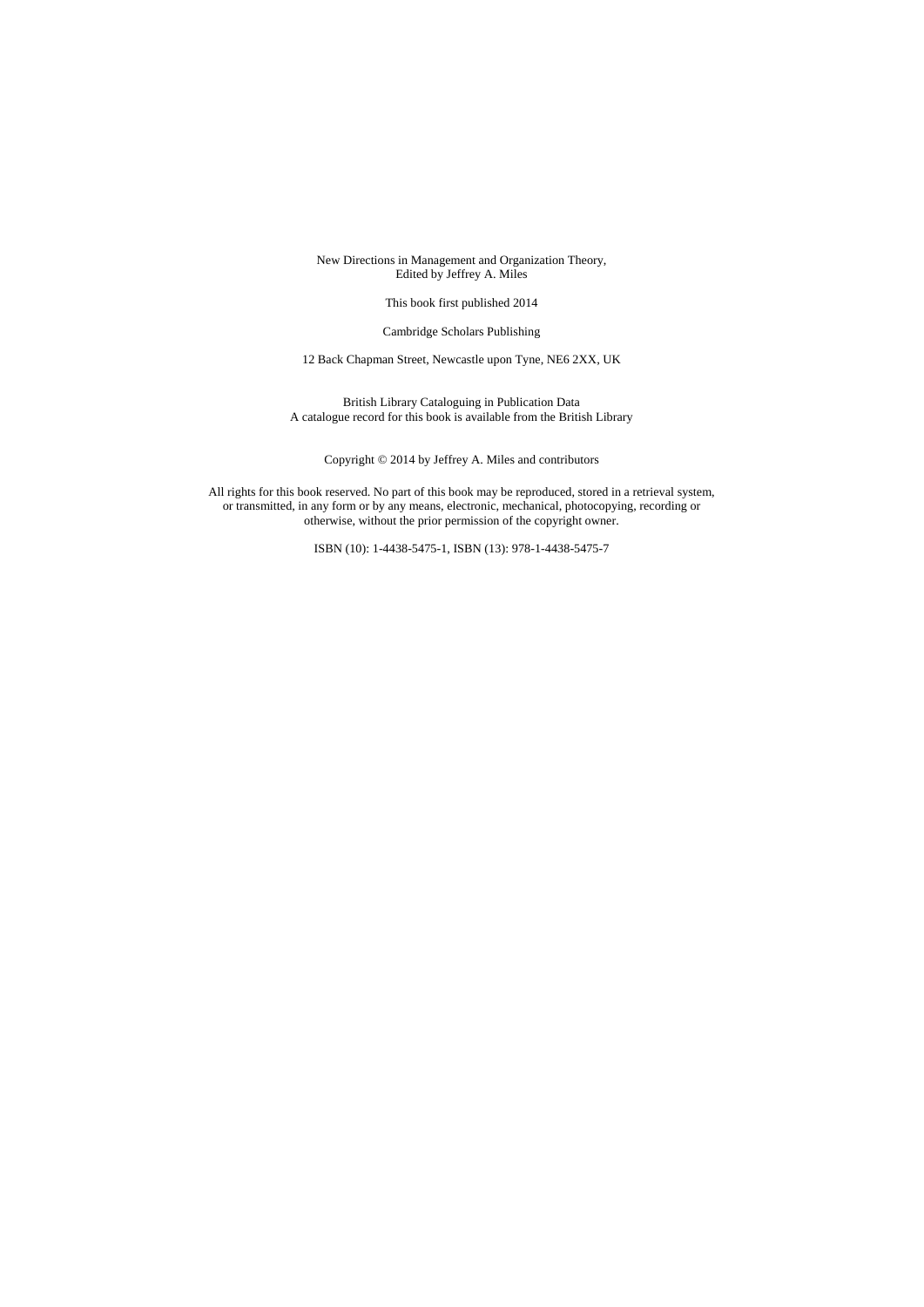New Directions in Management and Organization Theory,
Edited by Jeffrey A. Miles

This book first published 2014

Cambridge Scholars Publishing

12 Back Chapman Street, Newcastle upon Tyne, NE6 2XX, UK

British Library Cataloguing in Publication Data
A catalogue record for this book is available from the British Library

Copyright © 2014 by Jeffrey A. Miles and contributors

All rights for this book reserved. No part of this book may be reproduced, stored in a retrieval system, or transmitted, in any form or by any means, electronic, mechanical, photocopying, recording or otherwise, without the prior permission of the copyright owner.

ISBN (10): 1-4438-5475-1, ISBN (13): 978-1-4438-5475-7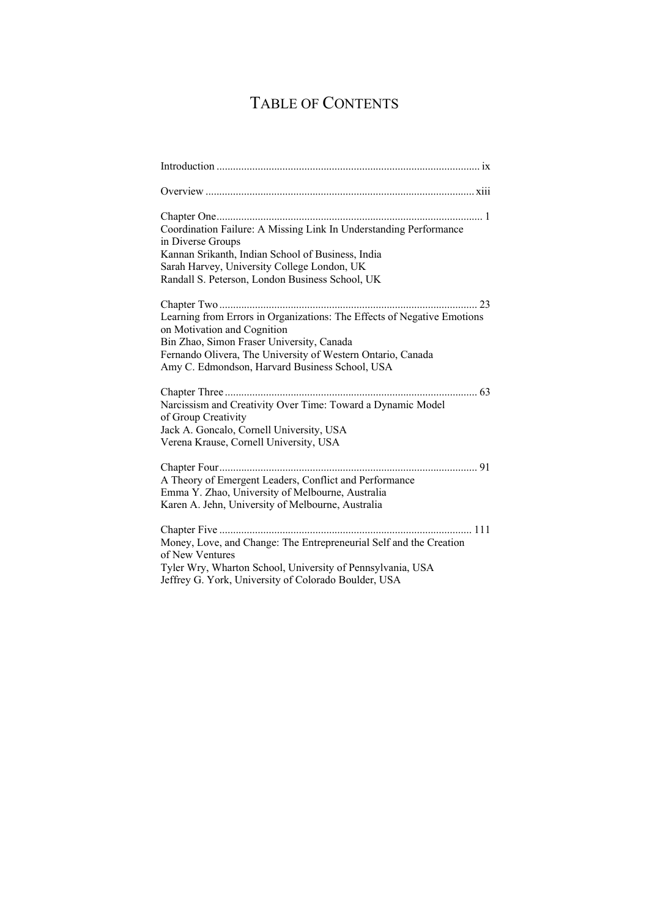# Table of Contents

Introduction ............................................................................................... ix

Overview ................................................................................................. xiii

Chapter One................................................................................................ 1
Coordination Failure: A Missing Link In Understanding Performance in Diverse Groups
Kannan Srikanth, Indian School of Business, India
Sarah Harvey, University College London, UK
Randall S. Peterson, London Business School, UK

Chapter Two ............................................................................................. 23
Learning from Errors in Organizations: The Effects of Negative Emotions on Motivation and Cognition
Bin Zhao, Simon Fraser University, Canada
Fernando Olivera, The University of Western Ontario, Canada
Amy C. Edmondson, Harvard Business School, USA

Chapter Three ........................................................................................... 63
Narcissism and Creativity Over Time: Toward a Dynamic Model of Group Creativity
Jack A. Goncalo, Cornell University, USA
Verena Krause, Cornell University, USA

Chapter Four............................................................................................. 91
A Theory of Emergent Leaders, Conflict and Performance
Emma Y. Zhao, University of Melbourne, Australia
Karen A. Jehn, University of Melbourne, Australia

Chapter Five ........................................................................................... 111
Money, Love, and Change: The Entrepreneurial Self and the Creation of New Ventures
Tyler Wry, Wharton School, University of Pennsylvania, USA
Jeffrey G. York, University of Colorado Boulder, USA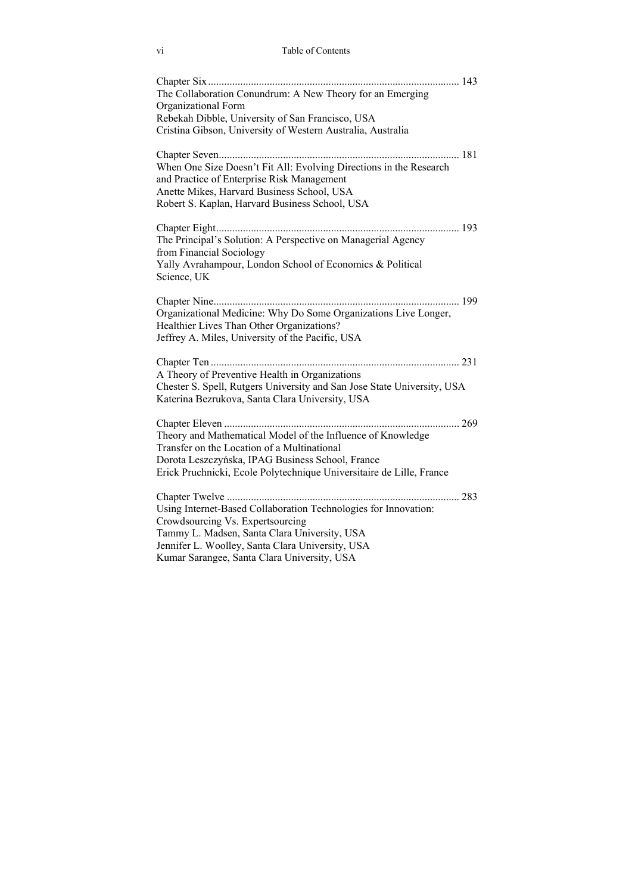Chapter Six ............................................................................................ 143
The Collaboration Conundrum: A New Theory for an Emerging Organizational Form
Rebekah Dibble, University of San Francisco, USA
Cristina Gibson, University of Western Australia, Australia

Chapter Seven......................................................................................... 181
When One Size Doesn't Fit All: Evolving Directions in the Research and Practice of Enterprise Risk Management
Anette Mikes, Harvard Business School, USA
Robert S. Kaplan, Harvard Business School, USA

Chapter Eight.......................................................................................... 193
The Principal's Solution: A Perspective on Managerial Agency from Financial Sociology
Yally Avrahampour, London School of Economics & Political Science, UK

Chapter Nine........................................................................................... 199
Organizational Medicine: Why Do Some Organizations Live Longer, Healthier Lives Than Other Organizations?
Jeffrey A. Miles, University of the Pacific, USA

Chapter Ten ............................................................................................ 231
A Theory of Preventive Health in Organizations
Chester S. Spell, Rutgers University and San Jose State University, USA
Katerina Bezrukova, Santa Clara University, USA

Chapter Eleven ....................................................................................... 269
Theory and Mathematical Model of the Influence of Knowledge Transfer on the Location of a Multinational
Dorota Leszczyńska, IPAG Business School, France
Erick Pruchnicki, Ecole Polytechnique Universitaire de Lille, France

Chapter Twelve ...................................................................................... 283
Using Internet-Based Collaboration Technologies for Innovation: Crowdsourcing Vs. Expertsourcing
Tammy L. Madsen, Santa Clara University, USA
Jennifer L. Woolley, Santa Clara University, USA
Kumar Sarangee, Santa Clara University, USA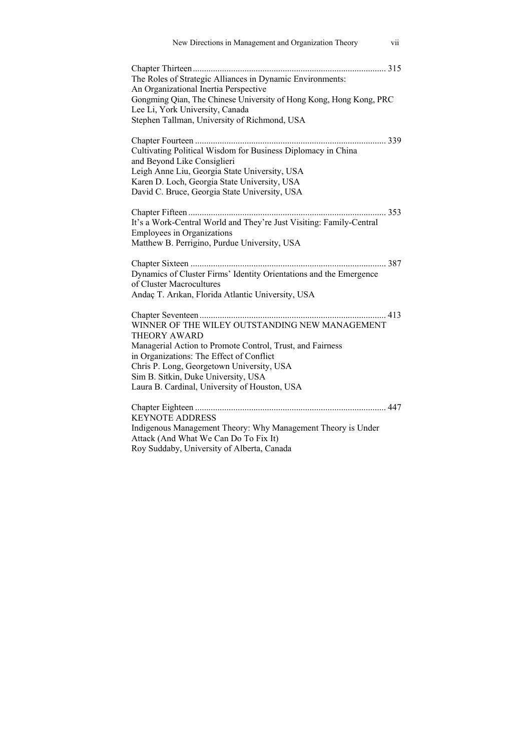Chapter Thirteen ..................................................................................... 315
The Roles of Strategic Alliances in Dynamic Environments:
An Organizational Inertia Perspective
Gongming Qian, The Chinese University of Hong Kong, Hong Kong, PRC
Lee Li, York University, Canada
Stephen Tallman, University of Richmond, USA

Chapter Fourteen .................................................................................... 339
Cultivating Political Wisdom for Business Diplomacy in China
and Beyond Like Consiglieri
Leigh Anne Liu, Georgia State University, USA
Karen D. Loch, Georgia State University, USA
David C. Bruce, Georgia State University, USA

Chapter Fifteen ....................................................................................... 353
It's a Work-Central World and They're Just Visiting: Family-Central
Employees in Organizations
Matthew B. Perrigino, Purdue University, USA

Chapter Sixteen ...................................................................................... 387
Dynamics of Cluster Firms' Identity Orientations and the Emergence
of Cluster Macrocultures
Andaç T. Arıkan, Florida Atlantic University, USA

Chapter Seventeen .................................................................................. 413
WINNER OF THE WILEY OUTSTANDING NEW MANAGEMENT
THEORY AWARD
Managerial Action to Promote Control, Trust, and Fairness
in Organizations: The Effect of Conflict
Chris P. Long, Georgetown University, USA
Sim B. Sitkin, Duke University, USA
Laura B. Cardinal, University of Houston, USA

Chapter Eighteen .................................................................................... 447
KEYNOTE ADDRESS
Indigenous Management Theory: Why Management Theory is Under
Attack (And What We Can Do To Fix It)
Roy Suddaby, University of Alberta, Canada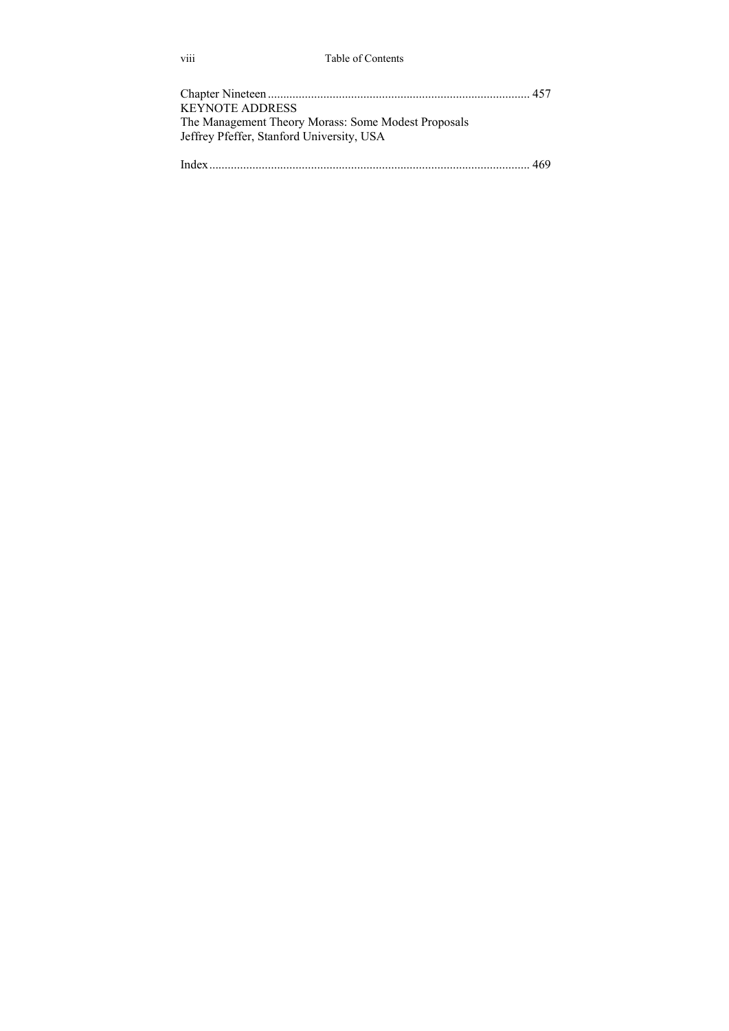Chapter Nineteen ..................................................................................... 457
KEYNOTE ADDRESS
The Management Theory Morass: Some Modest Proposals
Jeffrey Pfeffer, Stanford University, USA

Index ........................................................................................................ 469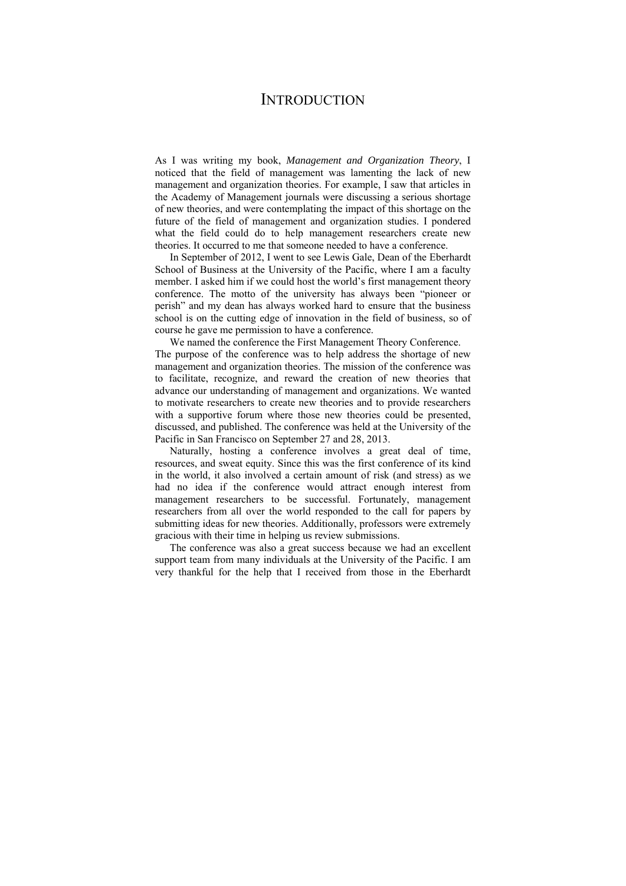# INTRODUCTION

As I was writing my book, *Management and Organization Theory*, I noticed that the field of management was lamenting the lack of new management and organization theories. For example, I saw that articles in the Academy of Management journals were discussing a serious shortage of new theories, and were contemplating the impact of this shortage on the future of the field of management and organization studies. I pondered what the field could do to help management researchers create new theories. It occurred to me that someone needed to have a conference.

In September of 2012, I went to see Lewis Gale, Dean of the Eberhardt School of Business at the University of the Pacific, where I am a faculty member. I asked him if we could host the world's first management theory conference. The motto of the university has always been "pioneer or perish" and my dean has always worked hard to ensure that the business school is on the cutting edge of innovation in the field of business, so of course he gave me permission to have a conference.

We named the conference the First Management Theory Conference. The purpose of the conference was to help address the shortage of new management and organization theories. The mission of the conference was to facilitate, recognize, and reward the creation of new theories that advance our understanding of management and organizations. We wanted to motivate researchers to create new theories and to provide researchers with a supportive forum where those new theories could be presented, discussed, and published. The conference was held at the University of the Pacific in San Francisco on September 27 and 28, 2013.

Naturally, hosting a conference involves a great deal of time, resources, and sweat equity. Since this was the first conference of its kind in the world, it also involved a certain amount of risk (and stress) as we had no idea if the conference would attract enough interest from management researchers to be successful. Fortunately, management researchers from all over the world responded to the call for papers by submitting ideas for new theories. Additionally, professors were extremely gracious with their time in helping us review submissions.

The conference was also a great success because we had an excellent support team from many individuals at the University of the Pacific. I am very thankful for the help that I received from those in the Eberhardt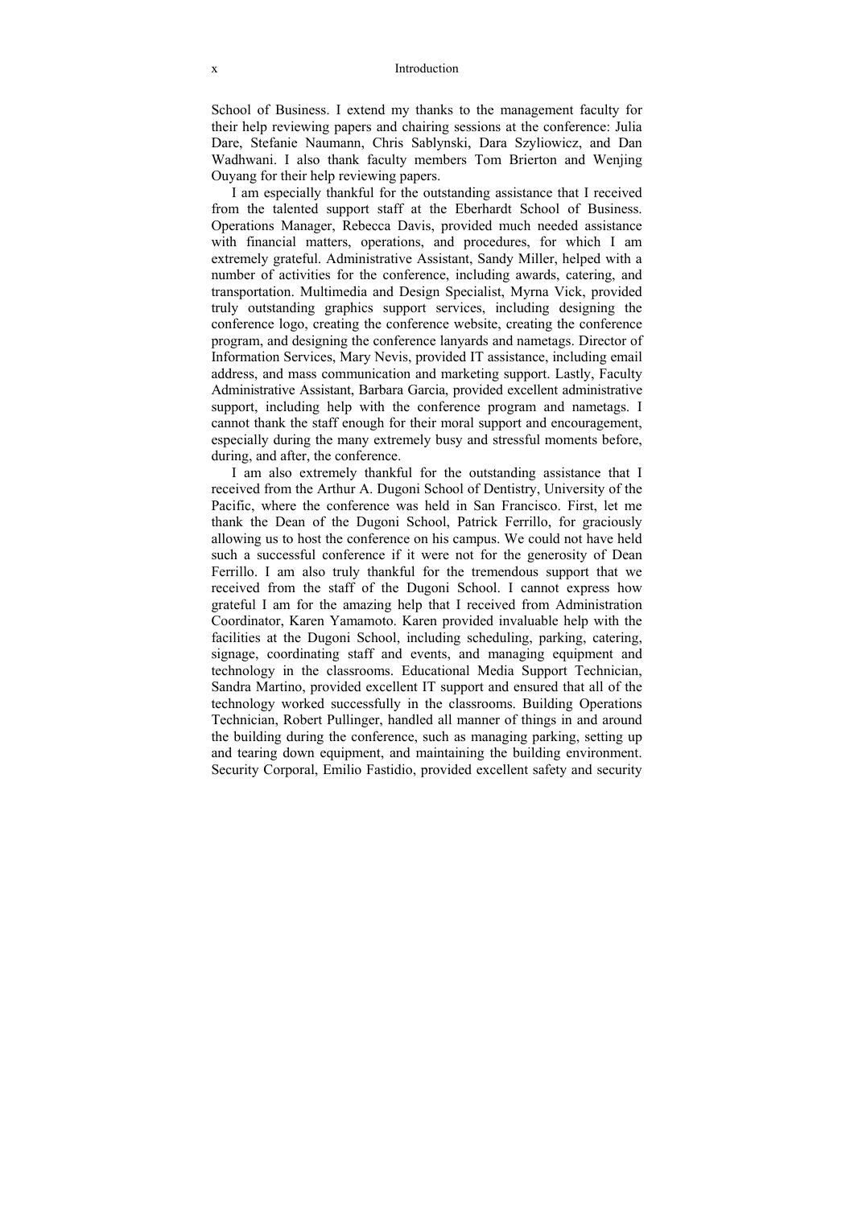School of Business. I extend my thanks to the management faculty for their help reviewing papers and chairing sessions at the conference: Julia Dare, Stefanie Naumann, Chris Sablynski, Dara Szyliowicz, and Dan Wadhwani. I also thank faculty members Tom Brierton and Wenjing Ouyang for their help reviewing papers.

I am especially thankful for the outstanding assistance that I received from the talented support staff at the Eberhardt School of Business. Operations Manager, Rebecca Davis, provided much needed assistance with financial matters, operations, and procedures, for which I am extremely grateful. Administrative Assistant, Sandy Miller, helped with a number of activities for the conference, including awards, catering, and transportation. Multimedia and Design Specialist, Myrna Vick, provided truly outstanding graphics support services, including designing the conference logo, creating the conference website, creating the conference program, and designing the conference lanyards and nametags. Director of Information Services, Mary Nevis, provided IT assistance, including email address, and mass communication and marketing support. Lastly, Faculty Administrative Assistant, Barbara Garcia, provided excellent administrative support, including help with the conference program and nametags. I cannot thank the staff enough for their moral support and encouragement, especially during the many extremely busy and stressful moments before, during, and after, the conference.

I am also extremely thankful for the outstanding assistance that I received from the Arthur A. Dugoni School of Dentistry, University of the Pacific, where the conference was held in San Francisco. First, let me thank the Dean of the Dugoni School, Patrick Ferrillo, for graciously allowing us to host the conference on his campus. We could not have held such a successful conference if it were not for the generosity of Dean Ferrillo. I am also truly thankful for the tremendous support that we received from the staff of the Dugoni School. I cannot express how grateful I am for the amazing help that I received from Administration Coordinator, Karen Yamamoto. Karen provided invaluable help with the facilities at the Dugoni School, including scheduling, parking, catering, signage, coordinating staff and events, and managing equipment and technology in the classrooms. Educational Media Support Technician, Sandra Martino, provided excellent IT support and ensured that all of the technology worked successfully in the classrooms. Building Operations Technician, Robert Pullinger, handled all manner of things in and around the building during the conference, such as managing parking, setting up and tearing down equipment, and maintaining the building environment. Security Corporal, Emilio Fastidio, provided excellent safety and security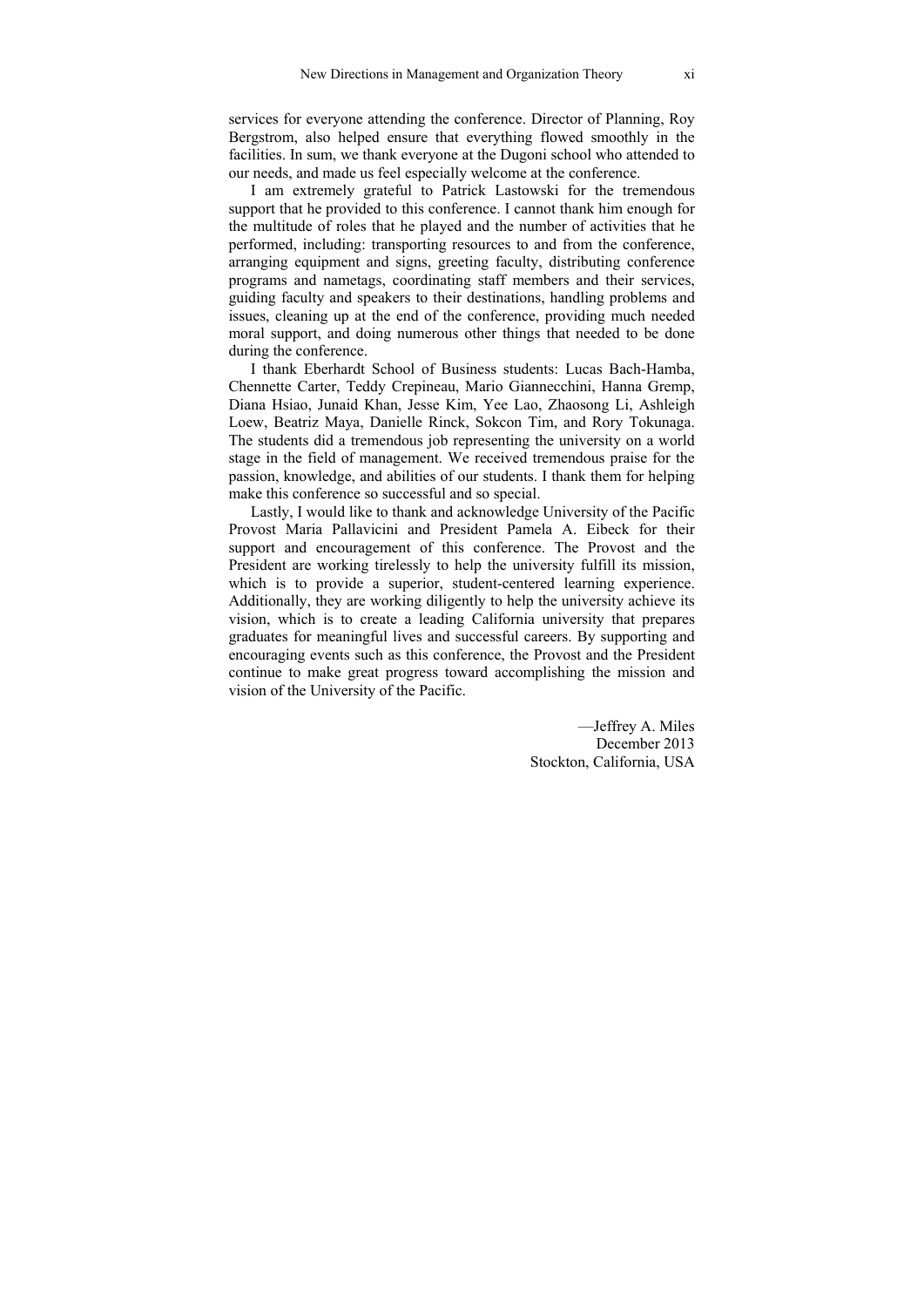services for everyone attending the conference. Director of Planning, Roy Bergstrom, also helped ensure that everything flowed smoothly in the facilities. In sum, we thank everyone at the Dugoni school who attended to our needs, and made us feel especially welcome at the conference.

I am extremely grateful to Patrick Lastowski for the tremendous support that he provided to this conference. I cannot thank him enough for the multitude of roles that he played and the number of activities that he performed, including: transporting resources to and from the conference, arranging equipment and signs, greeting faculty, distributing conference programs and nametags, coordinating staff members and their services, guiding faculty and speakers to their destinations, handling problems and issues, cleaning up at the end of the conference, providing much needed moral support, and doing numerous other things that needed to be done during the conference.

I thank Eberhardt School of Business students: Lucas Bach-Hamba, Chennette Carter, Teddy Crepineau, Mario Giannecchini, Hanna Gremp, Diana Hsiao, Junaid Khan, Jesse Kim, Yee Lao, Zhaosong Li, Ashleigh Loew, Beatriz Maya, Danielle Rinck, Sokcon Tim, and Rory Tokunaga. The students did a tremendous job representing the university on a world stage in the field of management. We received tremendous praise for the passion, knowledge, and abilities of our students. I thank them for helping make this conference so successful and so special.

Lastly, I would like to thank and acknowledge University of the Pacific Provost Maria Pallavicini and President Pamela A. Eibeck for their support and encouragement of this conference. The Provost and the President are working tirelessly to help the university fulfill its mission, which is to provide a superior, student-centered learning experience. Additionally, they are working diligently to help the university achieve its vision, which is to create a leading California university that prepares graduates for meaningful lives and successful careers. By supporting and encouraging events such as this conference, the Provost and the President continue to make great progress toward accomplishing the mission and vision of the University of the Pacific.

—Jeffrey A. Miles  
December 2013  
Stockton, California, USA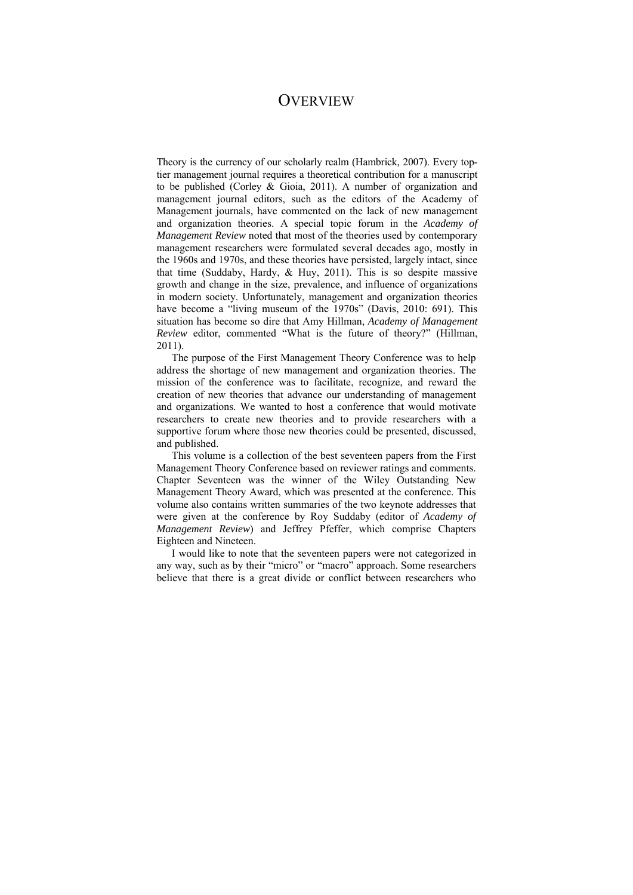# Overview

Theory is the currency of our scholarly realm (Hambrick, 2007). Every top-tier management journal requires a theoretical contribution for a manuscript to be published (Corley & Gioia, 2011). A number of organization and management journal editors, such as the editors of the Academy of Management journals, have commented on the lack of new management and organization theories. A special topic forum in the *Academy of Management Review* noted that most of the theories used by contemporary management researchers were formulated several decades ago, mostly in the 1960s and 1970s, and these theories have persisted, largely intact, since that time (Suddaby, Hardy, & Huy, 2011). This is so despite massive growth and change in the size, prevalence, and influence of organizations in modern society. Unfortunately, management and organization theories have become a "living museum of the 1970s" (Davis, 2010: 691). This situation has become so dire that Amy Hillman, *Academy of Management Review* editor, commented "What is the future of theory?" (Hillman, 2011).

The purpose of the First Management Theory Conference was to help address the shortage of new management and organization theories. The mission of the conference was to facilitate, recognize, and reward the creation of new theories that advance our understanding of management and organizations. We wanted to host a conference that would motivate researchers to create new theories and to provide researchers with a supportive forum where those new theories could be presented, discussed, and published.

This volume is a collection of the best seventeen papers from the First Management Theory Conference based on reviewer ratings and comments. Chapter Seventeen was the winner of the Wiley Outstanding New Management Theory Award, which was presented at the conference. This volume also contains written summaries of the two keynote addresses that were given at the conference by Roy Suddaby (editor of *Academy of Management Review*) and Jeffrey Pfeffer, which comprise Chapters Eighteen and Nineteen.

I would like to note that the seventeen papers were not categorized in any way, such as by their "micro" or "macro" approach. Some researchers believe that there is a great divide or conflict between researchers who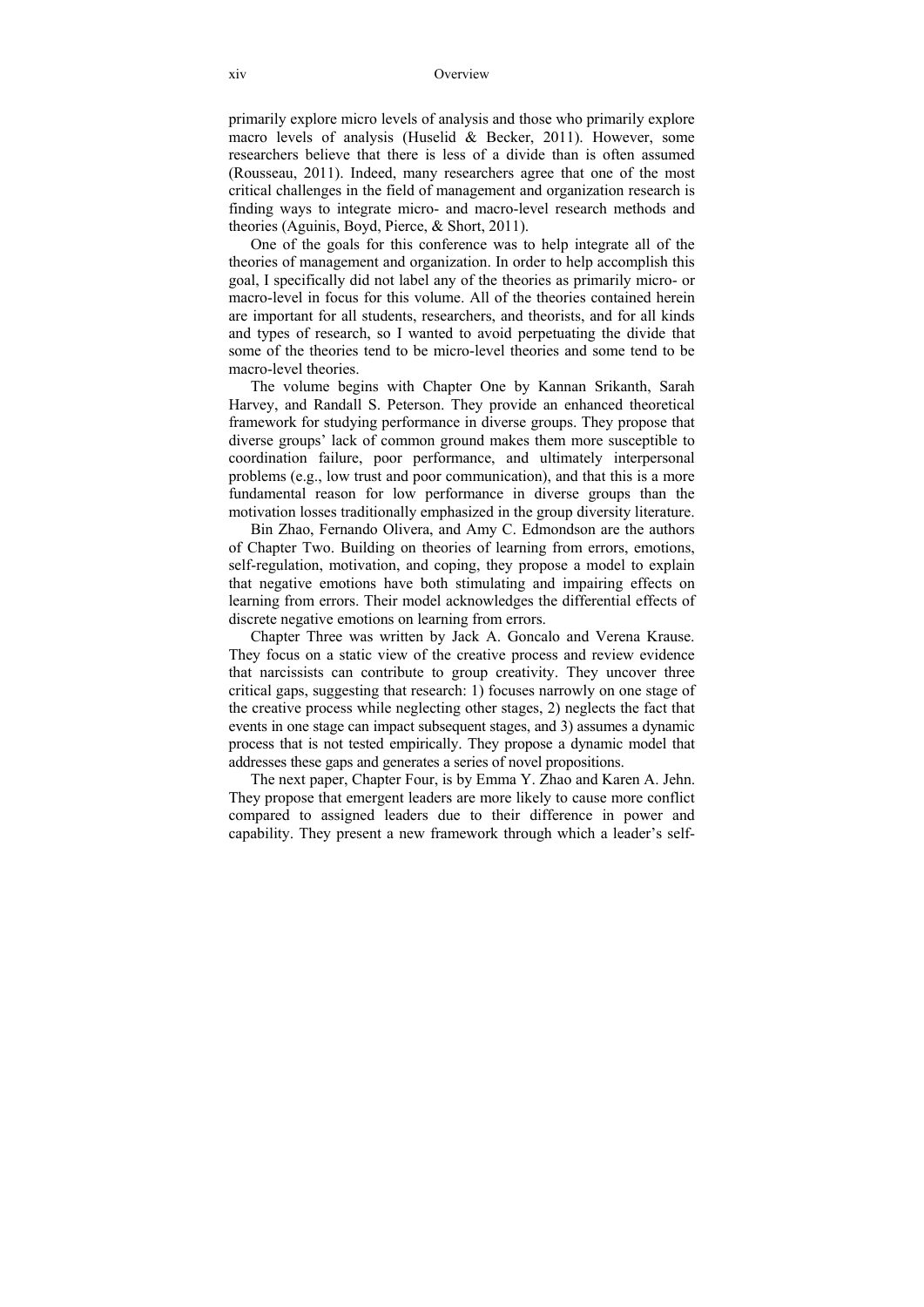primarily explore micro levels of analysis and those who primarily explore macro levels of analysis (Huselid & Becker, 2011). However, some researchers believe that there is less of a divide than is often assumed (Rousseau, 2011). Indeed, many researchers agree that one of the most critical challenges in the field of management and organization research is finding ways to integrate micro- and macro-level research methods and theories (Aguinis, Boyd, Pierce, & Short, 2011).

One of the goals for this conference was to help integrate all of the theories of management and organization. In order to help accomplish this goal, I specifically did not label any of the theories as primarily micro- or macro-level in focus for this volume. All of the theories contained herein are important for all students, researchers, and theorists, and for all kinds and types of research, so I wanted to avoid perpetuating the divide that some of the theories tend to be micro-level theories and some tend to be macro-level theories.

The volume begins with Chapter One by Kannan Srikanth, Sarah Harvey, and Randall S. Peterson. They provide an enhanced theoretical framework for studying performance in diverse groups. They propose that diverse groups' lack of common ground makes them more susceptible to coordination failure, poor performance, and ultimately interpersonal problems (e.g., low trust and poor communication), and that this is a more fundamental reason for low performance in diverse groups than the motivation losses traditionally emphasized in the group diversity literature.

Bin Zhao, Fernando Olivera, and Amy C. Edmondson are the authors of Chapter Two. Building on theories of learning from errors, emotions, self-regulation, motivation, and coping, they propose a model to explain that negative emotions have both stimulating and impairing effects on learning from errors. Their model acknowledges the differential effects of discrete negative emotions on learning from errors.

Chapter Three was written by Jack A. Goncalo and Verena Krause. They focus on a static view of the creative process and review evidence that narcissists can contribute to group creativity. They uncover three critical gaps, suggesting that research: 1) focuses narrowly on one stage of the creative process while neglecting other stages, 2) neglects the fact that events in one stage can impact subsequent stages, and 3) assumes a dynamic process that is not tested empirically. They propose a dynamic model that addresses these gaps and generates a series of novel propositions.

The next paper, Chapter Four, is by Emma Y. Zhao and Karen A. Jehn. They propose that emergent leaders are more likely to cause more conflict compared to assigned leaders due to their difference in power and capability. They present a new framework through which a leader's self-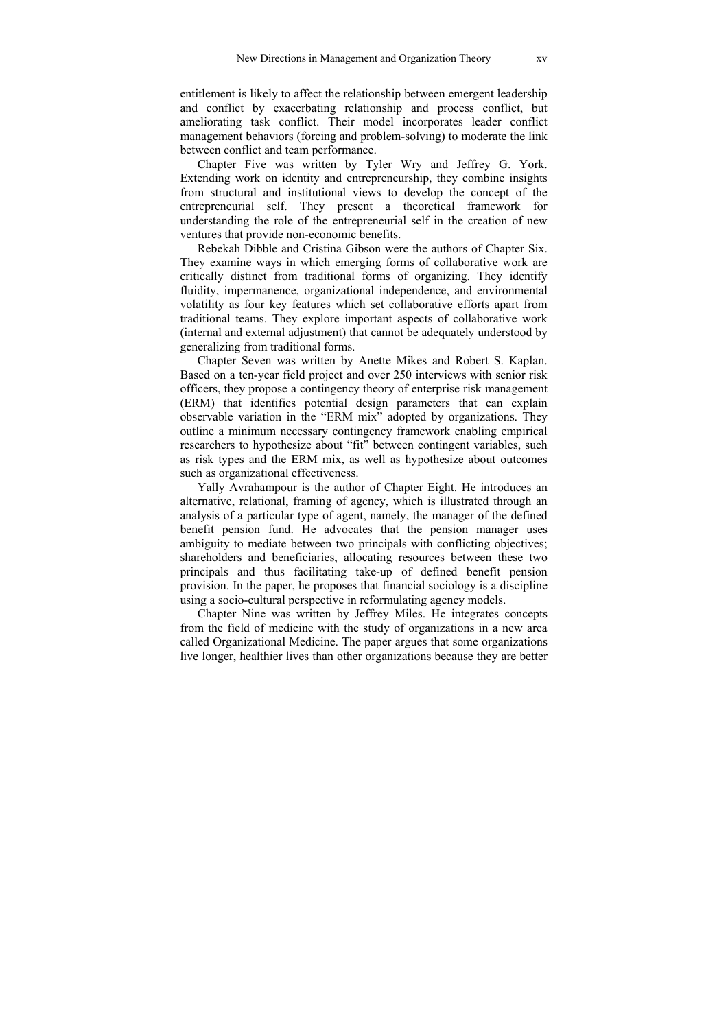entitlement is likely to affect the relationship between emergent leadership and conflict by exacerbating relationship and process conflict, but ameliorating task conflict. Their model incorporates leader conflict management behaviors (forcing and problem-solving) to moderate the link between conflict and team performance.

Chapter Five was written by Tyler Wry and Jeffrey G. York. Extending work on identity and entrepreneurship, they combine insights from structural and institutional views to develop the concept of the entrepreneurial self. They present a theoretical framework for understanding the role of the entrepreneurial self in the creation of new ventures that provide non-economic benefits.

Rebekah Dibble and Cristina Gibson were the authors of Chapter Six. They examine ways in which emerging forms of collaborative work are critically distinct from traditional forms of organizing. They identify fluidity, impermanence, organizational independence, and environmental volatility as four key features which set collaborative efforts apart from traditional teams. They explore important aspects of collaborative work (internal and external adjustment) that cannot be adequately understood by generalizing from traditional forms.

Chapter Seven was written by Anette Mikes and Robert S. Kaplan. Based on a ten-year field project and over 250 interviews with senior risk officers, they propose a contingency theory of enterprise risk management (ERM) that identifies potential design parameters that can explain observable variation in the "ERM mix" adopted by organizations. They outline a minimum necessary contingency framework enabling empirical researchers to hypothesize about "fit" between contingent variables, such as risk types and the ERM mix, as well as hypothesize about outcomes such as organizational effectiveness.

Yally Avrahampour is the author of Chapter Eight. He introduces an alternative, relational, framing of agency, which is illustrated through an analysis of a particular type of agent, namely, the manager of the defined benefit pension fund. He advocates that the pension manager uses ambiguity to mediate between two principals with conflicting objectives; shareholders and beneficiaries, allocating resources between these two principals and thus facilitating take-up of defined benefit pension provision. In the paper, he proposes that financial sociology is a discipline using a socio-cultural perspective in reformulating agency models.

Chapter Nine was written by Jeffrey Miles. He integrates concepts from the field of medicine with the study of organizations in a new area called Organizational Medicine. The paper argues that some organizations live longer, healthier lives than other organizations because they are better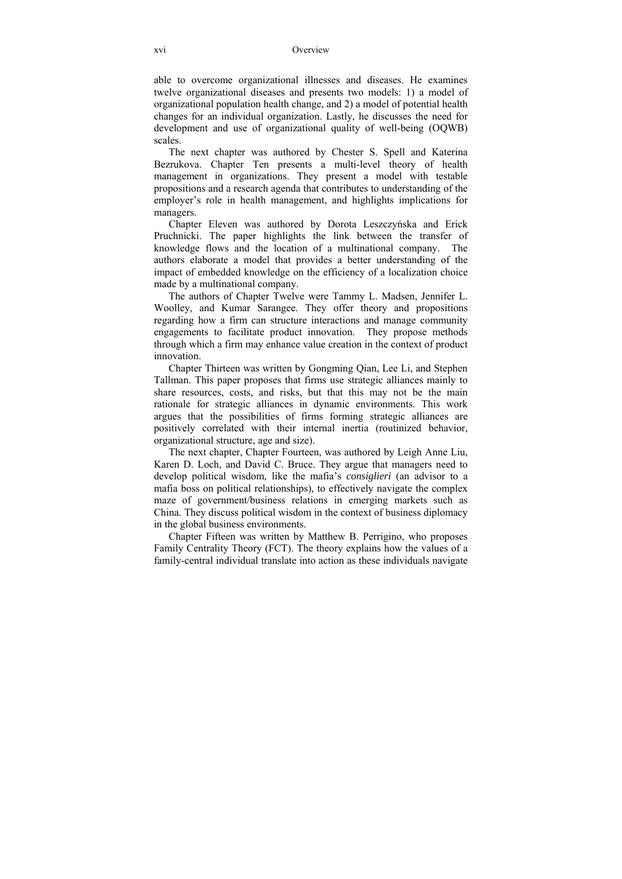able to overcome organizational illnesses and diseases. He examines twelve organizational diseases and presents two models: 1) a model of organizational population health change, and 2) a model of potential health changes for an individual organization. Lastly, he discusses the need for development and use of organizational quality of well-being (OQWB) scales.

The next chapter was authored by Chester S. Spell and Katerina Bezrukova. Chapter Ten presents a multi-level theory of health management in organizations. They present a model with testable propositions and a research agenda that contributes to understanding of the employer's role in health management, and highlights implications for managers.

Chapter Eleven was authored by Dorota Leszczyńska and Erick Pruchnicki. The paper highlights the link between the transfer of knowledge flows and the location of a multinational company. The authors elaborate a model that provides a better understanding of the impact of embedded knowledge on the efficiency of a localization choice made by a multinational company.

The authors of Chapter Twelve were Tammy L. Madsen, Jennifer L. Woolley, and Kumar Sarangee. They offer theory and propositions regarding how a firm can structure interactions and manage community engagements to facilitate product innovation. They propose methods through which a firm may enhance value creation in the context of product innovation.

Chapter Thirteen was written by Gongming Qian, Lee Li, and Stephen Tallman. This paper proposes that firms use strategic alliances mainly to share resources, costs, and risks, but that this may not be the main rationale for strategic alliances in dynamic environments. This work argues that the possibilities of firms forming strategic alliances are positively correlated with their internal inertia (routinized behavior, organizational structure, age and size).

The next chapter, Chapter Fourteen, was authored by Leigh Anne Liu, Karen D. Loch, and David C. Bruce. They argue that managers need to develop political wisdom, like the mafia's *consiglieri* (an advisor to a mafia boss on political relationships), to effectively navigate the complex maze of government/business relations in emerging markets such as China. They discuss political wisdom in the context of business diplomacy in the global business environments.

Chapter Fifteen was written by Matthew B. Perrigino, who proposes Family Centrality Theory (FCT). The theory explains how the values of a family-central individual translate into action as these individuals navigate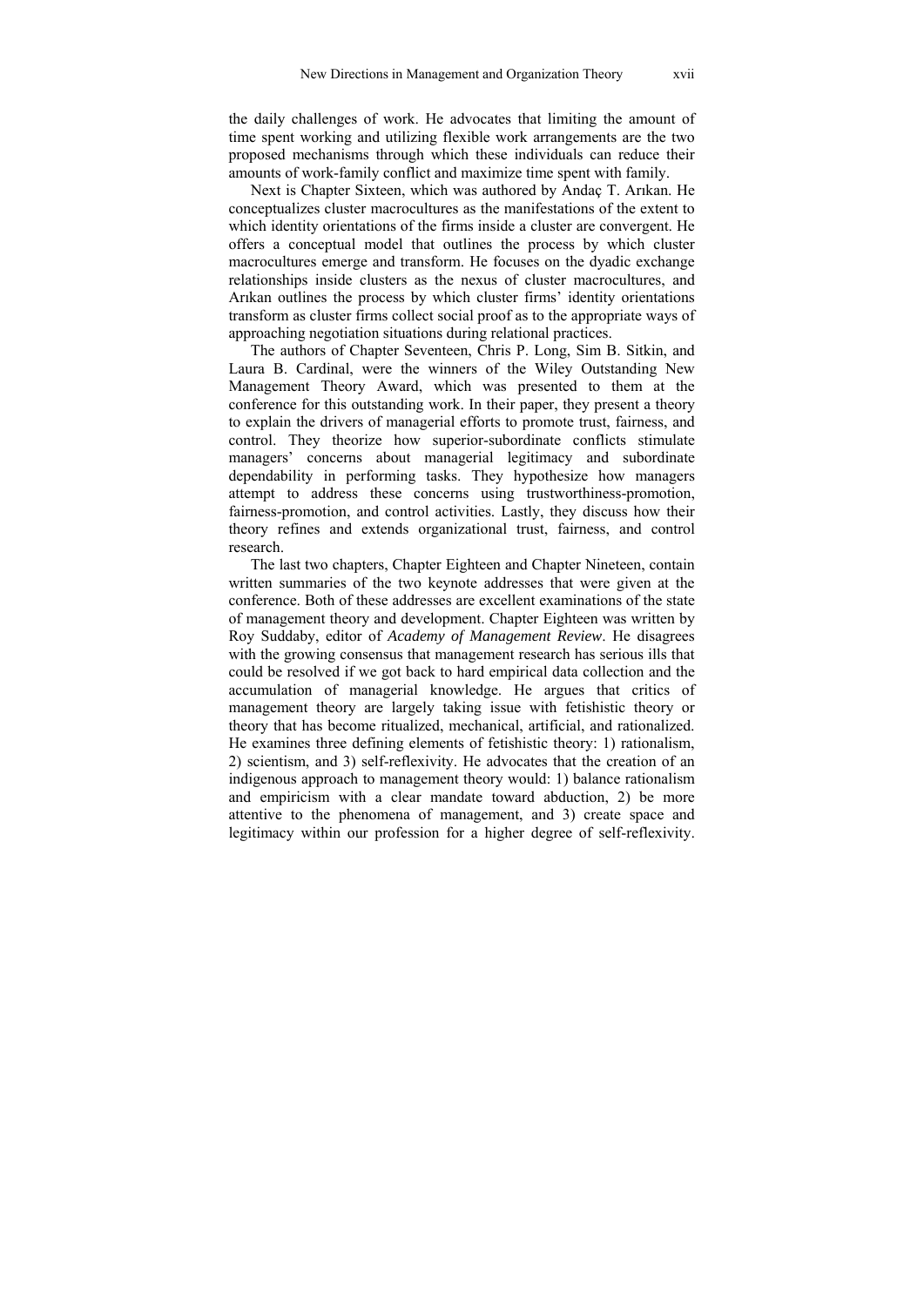the daily challenges of work. He advocates that limiting the amount of time spent working and utilizing flexible work arrangements are the two proposed mechanisms through which these individuals can reduce their amounts of work-family conflict and maximize time spent with family.

Next is Chapter Sixteen, which was authored by Andaç T. Arıkan. He conceptualizes cluster macrocultures as the manifestations of the extent to which identity orientations of the firms inside a cluster are convergent. He offers a conceptual model that outlines the process by which cluster macrocultures emerge and transform. He focuses on the dyadic exchange relationships inside clusters as the nexus of cluster macrocultures, and Arıkan outlines the process by which cluster firms' identity orientations transform as cluster firms collect social proof as to the appropriate ways of approaching negotiation situations during relational practices.

The authors of Chapter Seventeen, Chris P. Long, Sim B. Sitkin, and Laura B. Cardinal, were the winners of the Wiley Outstanding New Management Theory Award, which was presented to them at the conference for this outstanding work. In their paper, they present a theory to explain the drivers of managerial efforts to promote trust, fairness, and control. They theorize how superior-subordinate conflicts stimulate managers' concerns about managerial legitimacy and subordinate dependability in performing tasks. They hypothesize how managers attempt to address these concerns using trustworthiness-promotion, fairness-promotion, and control activities. Lastly, they discuss how their theory refines and extends organizational trust, fairness, and control research.

The last two chapters, Chapter Eighteen and Chapter Nineteen, contain written summaries of the two keynote addresses that were given at the conference. Both of these addresses are excellent examinations of the state of management theory and development. Chapter Eighteen was written by Roy Suddaby, editor of *Academy of Management Review*. He disagrees with the growing consensus that management research has serious ills that could be resolved if we got back to hard empirical data collection and the accumulation of managerial knowledge. He argues that critics of management theory are largely taking issue with fetishistic theory or theory that has become ritualized, mechanical, artificial, and rationalized. He examines three defining elements of fetishistic theory: 1) rationalism, 2) scientism, and 3) self-reflexivity. He advocates that the creation of an indigenous approach to management theory would: 1) balance rationalism and empiricism with a clear mandate toward abduction, 2) be more attentive to the phenomena of management, and 3) create space and legitimacy within our profession for a higher degree of self-reflexivity.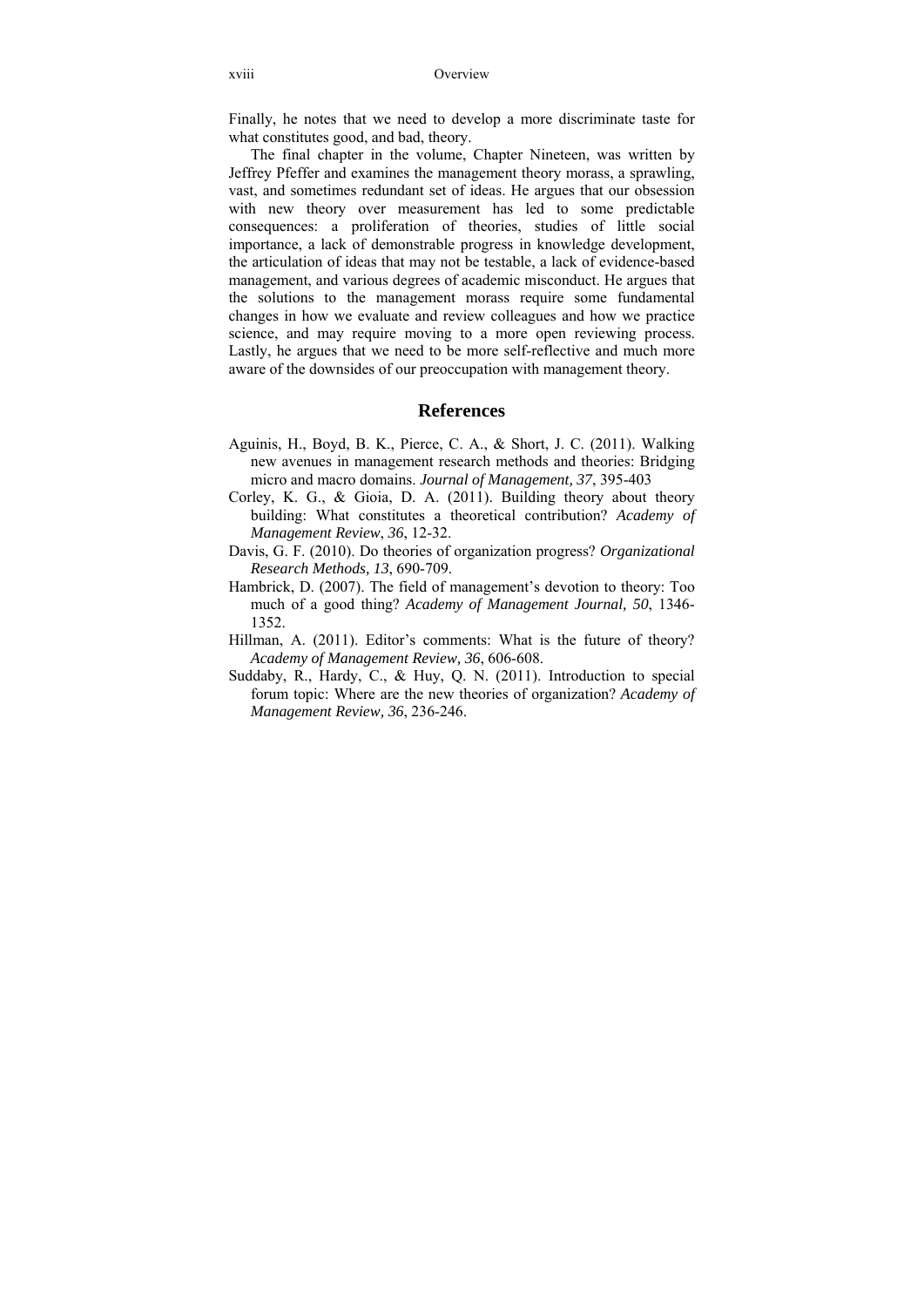Finally, he notes that we need to develop a more discriminate taste for what constitutes good, and bad, theory.

The final chapter in the volume, Chapter Nineteen, was written by Jeffrey Pfeffer and examines the management theory morass, a sprawling, vast, and sometimes redundant set of ideas. He argues that our obsession with new theory over measurement has led to some predictable consequences: a proliferation of theories, studies of little social importance, a lack of demonstrable progress in knowledge development, the articulation of ideas that may not be testable, a lack of evidence-based management, and various degrees of academic misconduct. He argues that the solutions to the management morass require some fundamental changes in how we evaluate and review colleagues and how we practice science, and may require moving to a more open reviewing process. Lastly, he argues that we need to be more self-reflective and much more aware of the downsides of our preoccupation with management theory.

## References

Aguinis, H., Boyd, B. K., Pierce, C. A., & Short, J. C. (2011). Walking new avenues in management research methods and theories: Bridging micro and macro domains. *Journal of Management, 37*, 395-403

Corley, K. G., & Gioia, D. A. (2011). Building theory about theory building: What constitutes a theoretical contribution? *Academy of Management Review*, *36*, 12-32.

Davis, G. F. (2010). Do theories of organization progress? *Organizational Research Methods, 13*, 690-709.

Hambrick, D. (2007). The field of management's devotion to theory: Too much of a good thing? *Academy of Management Journal, 50*, 1346-1352.

Hillman, A. (2011). Editor's comments: What is the future of theory? *Academy of Management Review, 36*, 606-608.

Suddaby, R., Hardy, C., & Huy, Q. N. (2011). Introduction to special forum topic: Where are the new theories of organization? *Academy of Management Review, 36*, 236-246.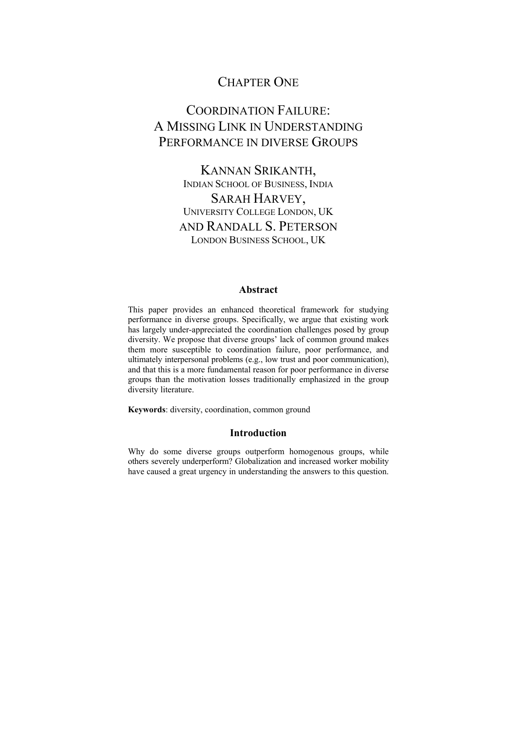# Chapter One

# Coordination Failure: A Missing Link in Understanding Performance in diverse Groups

Kannan Srikanth,
Indian School of Business, India

Sarah Harvey,
University College London, UK

and Randall S. Peterson
London Business School, UK

### Abstract

This paper provides an enhanced theoretical framework for studying performance in diverse groups. Specifically, we argue that existing work has largely under-appreciated the coordination challenges posed by group diversity. We propose that diverse groups' lack of common ground makes them more susceptible to coordination failure, poor performance, and ultimately interpersonal problems (e.g., low trust and poor communication), and that this is a more fundamental reason for poor performance in diverse groups than the motivation losses traditionally emphasized in the group diversity literature.

**Keywords**: diversity, coordination, common ground

### Introduction

Why do some diverse groups outperform homogenous groups, while others severely underperform? Globalization and increased worker mobility have caused a great urgency in understanding the answers to this question.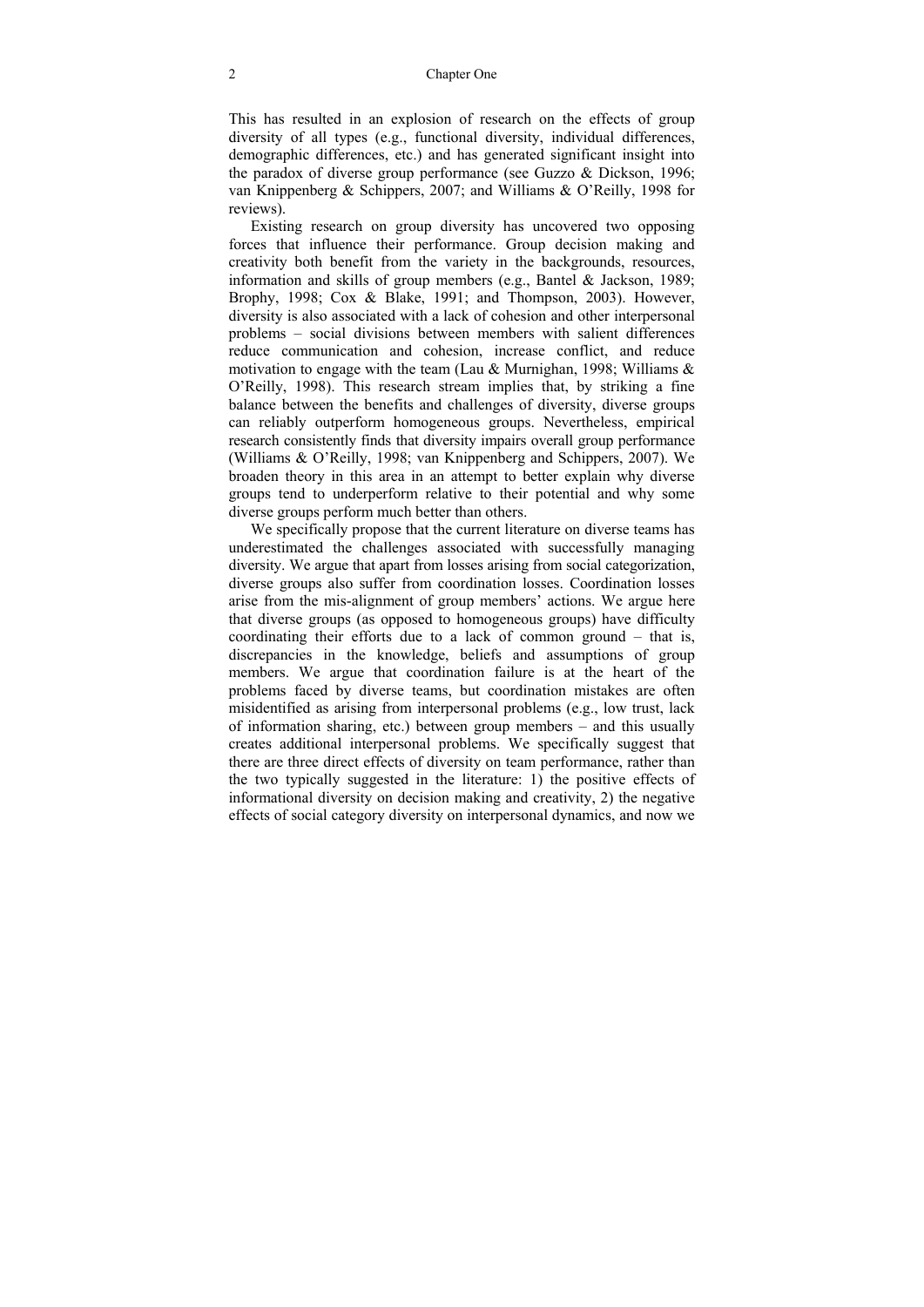This has resulted in an explosion of research on the effects of group diversity of all types (e.g., functional diversity, individual differences, demographic differences, etc.) and has generated significant insight into the paradox of diverse group performance (see Guzzo & Dickson, 1996; van Knippenberg & Schippers, 2007; and Williams & O'Reilly, 1998 for reviews).

Existing research on group diversity has uncovered two opposing forces that influence their performance. Group decision making and creativity both benefit from the variety in the backgrounds, resources, information and skills of group members (e.g., Bantel & Jackson, 1989; Brophy, 1998; Cox & Blake, 1991; and Thompson, 2003). However, diversity is also associated with a lack of cohesion and other interpersonal problems – social divisions between members with salient differences reduce communication and cohesion, increase conflict, and reduce motivation to engage with the team (Lau & Murnighan, 1998; Williams & O'Reilly, 1998). This research stream implies that, by striking a fine balance between the benefits and challenges of diversity, diverse groups can reliably outperform homogeneous groups. Nevertheless, empirical research consistently finds that diversity impairs overall group performance (Williams & O'Reilly, 1998; van Knippenberg and Schippers, 2007). We broaden theory in this area in an attempt to better explain why diverse groups tend to underperform relative to their potential and why some diverse groups perform much better than others.

We specifically propose that the current literature on diverse teams has underestimated the challenges associated with successfully managing diversity. We argue that apart from losses arising from social categorization, diverse groups also suffer from coordination losses. Coordination losses arise from the mis-alignment of group members' actions. We argue here that diverse groups (as opposed to homogeneous groups) have difficulty coordinating their efforts due to a lack of common ground – that is, discrepancies in the knowledge, beliefs and assumptions of group members. We argue that coordination failure is at the heart of the problems faced by diverse teams, but coordination mistakes are often misidentified as arising from interpersonal problems (e.g., low trust, lack of information sharing, etc.) between group members – and this usually creates additional interpersonal problems. We specifically suggest that there are three direct effects of diversity on team performance, rather than the two typically suggested in the literature: 1) the positive effects of informational diversity on decision making and creativity, 2) the negative effects of social category diversity on interpersonal dynamics, and now we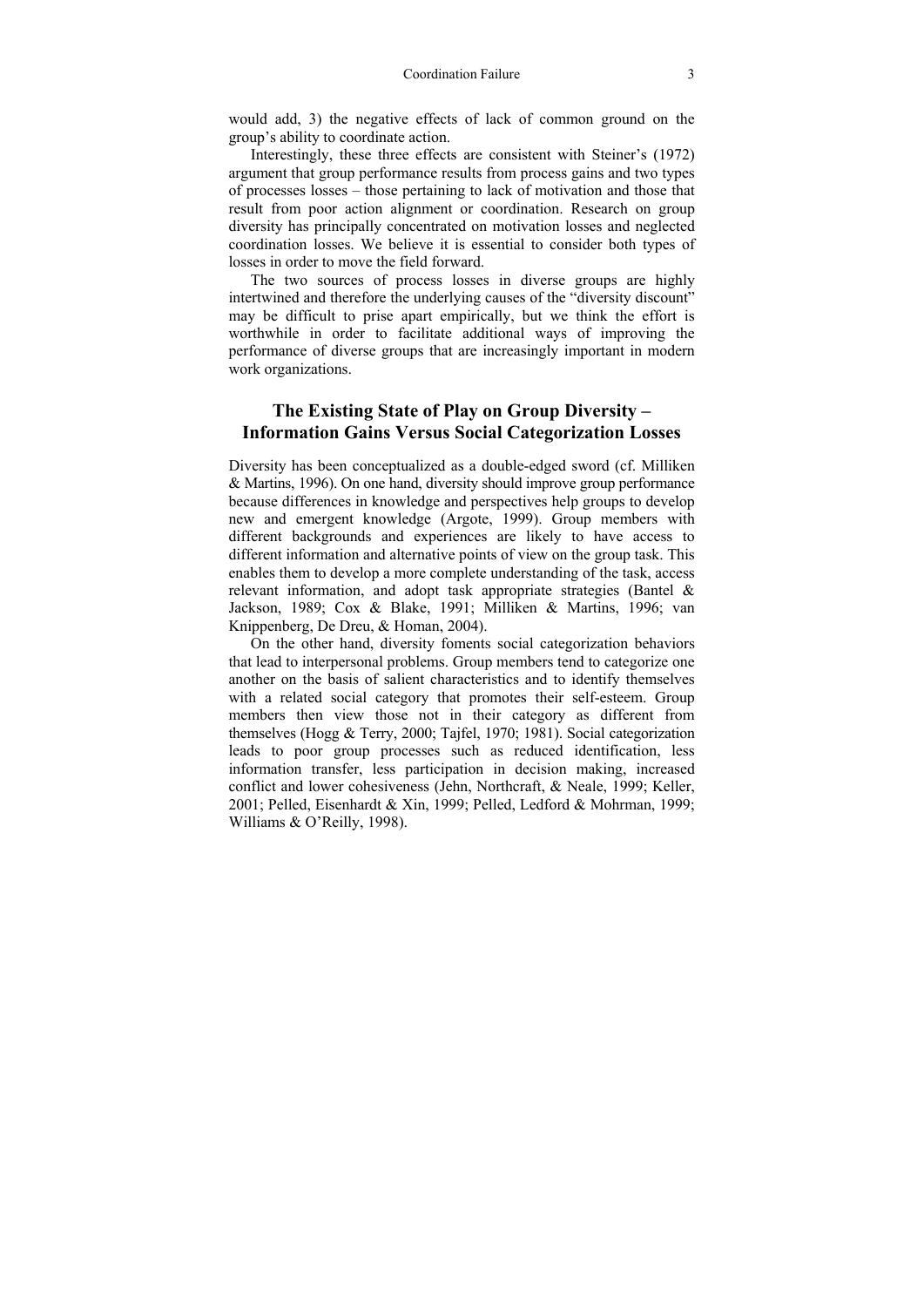would add, 3) the negative effects of lack of common ground on the group's ability to coordinate action.

Interestingly, these three effects are consistent with Steiner's (1972) argument that group performance results from process gains and two types of processes losses – those pertaining to lack of motivation and those that result from poor action alignment or coordination. Research on group diversity has principally concentrated on motivation losses and neglected coordination losses. We believe it is essential to consider both types of losses in order to move the field forward.

The two sources of process losses in diverse groups are highly intertwined and therefore the underlying causes of the "diversity discount" may be difficult to prise apart empirically, but we think the effort is worthwhile in order to facilitate additional ways of improving the performance of diverse groups that are increasingly important in modern work organizations.

## The Existing State of Play on Group Diversity – Information Gains Versus Social Categorization Losses

Diversity has been conceptualized as a double-edged sword (cf. Milliken & Martins, 1996). On one hand, diversity should improve group performance because differences in knowledge and perspectives help groups to develop new and emergent knowledge (Argote, 1999). Group members with different backgrounds and experiences are likely to have access to different information and alternative points of view on the group task. This enables them to develop a more complete understanding of the task, access relevant information, and adopt task appropriate strategies (Bantel & Jackson, 1989; Cox & Blake, 1991; Milliken & Martins, 1996; van Knippenberg, De Dreu, & Homan, 2004).

On the other hand, diversity foments social categorization behaviors that lead to interpersonal problems. Group members tend to categorize one another on the basis of salient characteristics and to identify themselves with a related social category that promotes their self-esteem. Group members then view those not in their category as different from themselves (Hogg & Terry, 2000; Tajfel, 1970; 1981). Social categorization leads to poor group processes such as reduced identification, less information transfer, less participation in decision making, increased conflict and lower cohesiveness (Jehn, Northcraft, & Neale, 1999; Keller, 2001; Pelled, Eisenhardt & Xin, 1999; Pelled, Ledford & Mohrman, 1999; Williams & O'Reilly, 1998).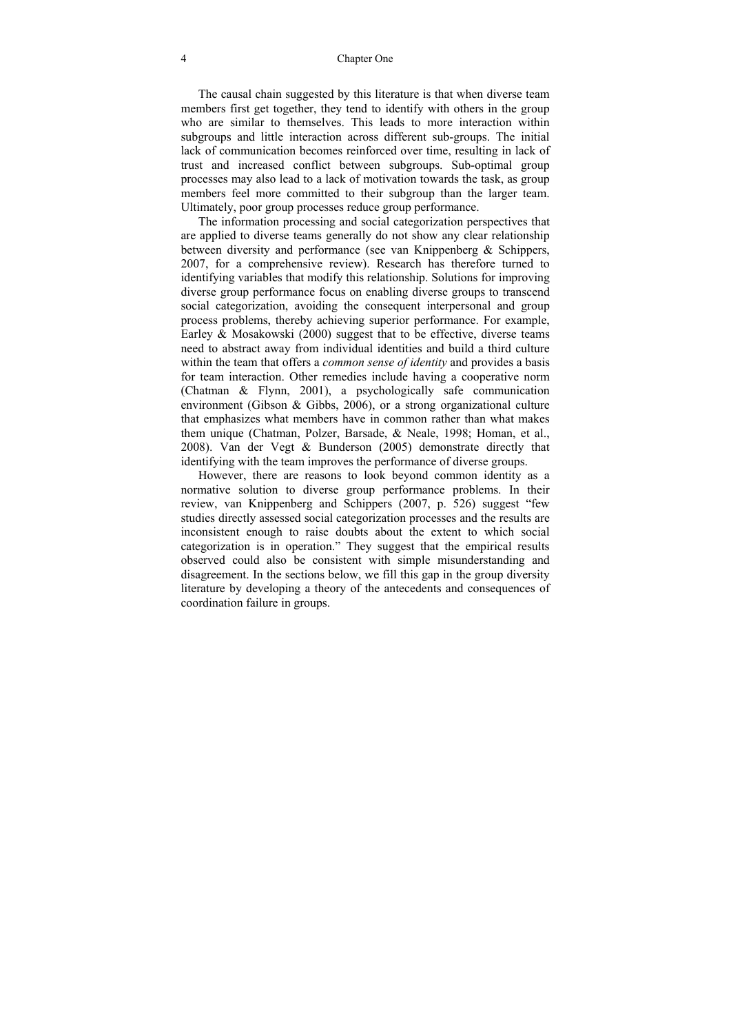The causal chain suggested by this literature is that when diverse team members first get together, they tend to identify with others in the group who are similar to themselves. This leads to more interaction within subgroups and little interaction across different sub-groups. The initial lack of communication becomes reinforced over time, resulting in lack of trust and increased conflict between subgroups. Sub-optimal group processes may also lead to a lack of motivation towards the task, as group members feel more committed to their subgroup than the larger team. Ultimately, poor group processes reduce group performance.

The information processing and social categorization perspectives that are applied to diverse teams generally do not show any clear relationship between diversity and performance (see van Knippenberg & Schippers, 2007, for a comprehensive review). Research has therefore turned to identifying variables that modify this relationship. Solutions for improving diverse group performance focus on enabling diverse groups to transcend social categorization, avoiding the consequent interpersonal and group process problems, thereby achieving superior performance. For example, Earley & Mosakowski (2000) suggest that to be effective, diverse teams need to abstract away from individual identities and build a third culture within the team that offers a *common sense of identity* and provides a basis for team interaction. Other remedies include having a cooperative norm (Chatman & Flynn, 2001), a psychologically safe communication environment (Gibson & Gibbs, 2006), or a strong organizational culture that emphasizes what members have in common rather than what makes them unique (Chatman, Polzer, Barsade, & Neale, 1998; Homan, et al., 2008). Van der Vegt & Bunderson (2005) demonstrate directly that identifying with the team improves the performance of diverse groups.

However, there are reasons to look beyond common identity as a normative solution to diverse group performance problems. In their review, van Knippenberg and Schippers (2007, p. 526) suggest "few studies directly assessed social categorization processes and the results are inconsistent enough to raise doubts about the extent to which social categorization is in operation." They suggest that the empirical results observed could also be consistent with simple misunderstanding and disagreement. In the sections below, we fill this gap in the group diversity literature by developing a theory of the antecedents and consequences of coordination failure in groups.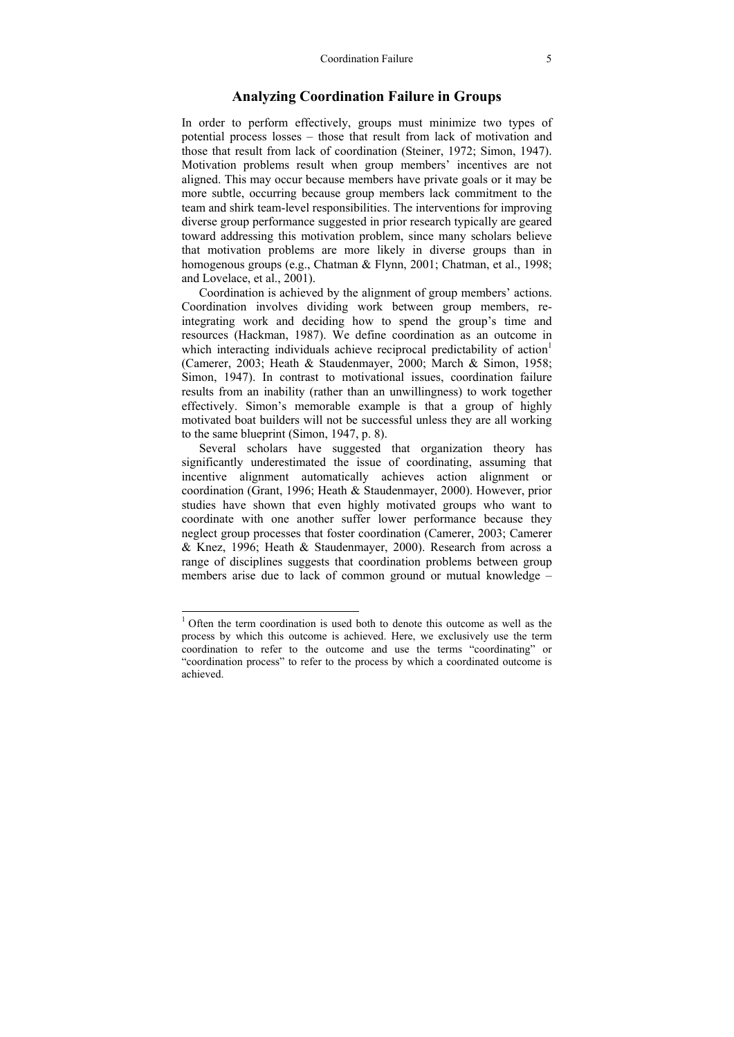## Analyzing Coordination Failure in Groups

In order to perform effectively, groups must minimize two types of potential process losses – those that result from lack of motivation and those that result from lack of coordination (Steiner, 1972; Simon, 1947). Motivation problems result when group members' incentives are not aligned. This may occur because members have private goals or it may be more subtle, occurring because group members lack commitment to the team and shirk team-level responsibilities. The interventions for improving diverse group performance suggested in prior research typically are geared toward addressing this motivation problem, since many scholars believe that motivation problems are more likely in diverse groups than in homogenous groups (e.g., Chatman & Flynn, 2001; Chatman, et al., 1998; and Lovelace, et al., 2001).

Coordination is achieved by the alignment of group members' actions. Coordination involves dividing work between group members, re-integrating work and deciding how to spend the group's time and resources (Hackman, 1987). We define coordination as an outcome in which interacting individuals achieve reciprocal predictability of action[1] (Camerer, 2003; Heath & Staudenmayer, 2000; March & Simon, 1958; Simon, 1947). In contrast to motivational issues, coordination failure results from an inability (rather than an unwillingness) to work together effectively. Simon's memorable example is that a group of highly motivated boat builders will not be successful unless they are all working to the same blueprint (Simon, 1947, p. 8).

Several scholars have suggested that organization theory has significantly underestimated the issue of coordinating, assuming that incentive alignment automatically achieves action alignment or coordination (Grant, 1996; Heath & Staudenmayer, 2000). However, prior studies have shown that even highly motivated groups who want to coordinate with one another suffer lower performance because they neglect group processes that foster coordination (Camerer, 2003; Camerer & Knez, 1996; Heath & Staudenmayer, 2000). Research from across a range of disciplines suggests that coordination problems between group members arise due to lack of common ground or mutual knowledge –

[1] Often the term coordination is used both to denote this outcome as well as the process by which this outcome is achieved. Here, we exclusively use the term coordination to refer to the outcome and use the terms "coordinating" or "coordination process" to refer to the process by which a coordinated outcome is achieved.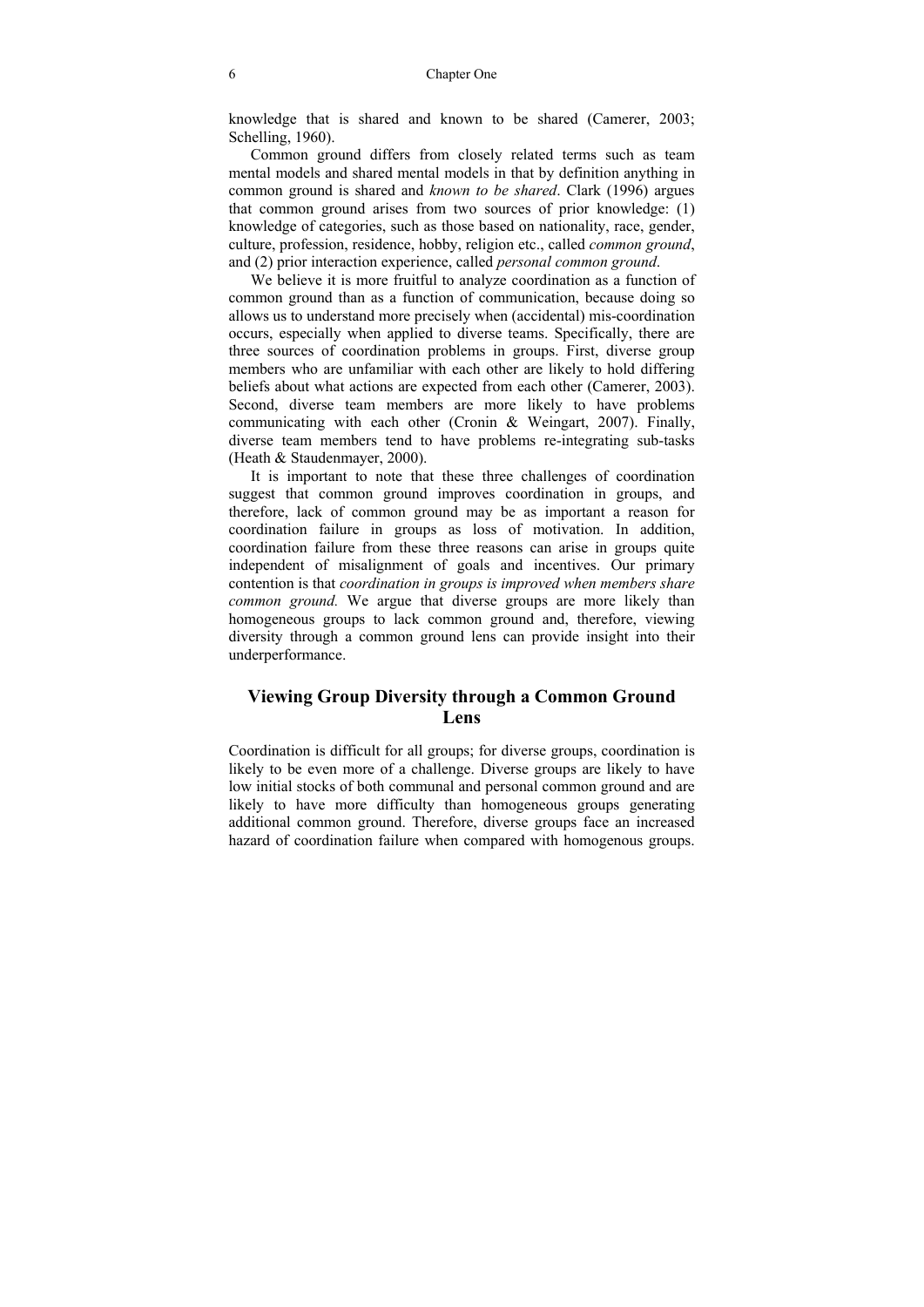knowledge that is shared and known to be shared (Camerer, 2003; Schelling, 1960).

Common ground differs from closely related terms such as team mental models and shared mental models in that by definition anything in common ground is shared and *known to be shared*. Clark (1996) argues that common ground arises from two sources of prior knowledge: (1) knowledge of categories, such as those based on nationality, race, gender, culture, profession, residence, hobby, religion etc., called *common ground*, and (2) prior interaction experience, called *personal common ground*.

We believe it is more fruitful to analyze coordination as a function of common ground than as a function of communication, because doing so allows us to understand more precisely when (accidental) mis-coordination occurs, especially when applied to diverse teams. Specifically, there are three sources of coordination problems in groups. First, diverse group members who are unfamiliar with each other are likely to hold differing beliefs about what actions are expected from each other (Camerer, 2003). Second, diverse team members are more likely to have problems communicating with each other (Cronin & Weingart, 2007). Finally, diverse team members tend to have problems re-integrating sub-tasks (Heath & Staudenmayer, 2000).

It is important to note that these three challenges of coordination suggest that common ground improves coordination in groups, and therefore, lack of common ground may be as important a reason for coordination failure in groups as loss of motivation. In addition, coordination failure from these three reasons can arise in groups quite independent of misalignment of goals and incentives. Our primary contention is that *coordination in groups is improved when members share common ground.* We argue that diverse groups are more likely than homogeneous groups to lack common ground and, therefore, viewing diversity through a common ground lens can provide insight into their underperformance.

## Viewing Group Diversity through a Common Ground Lens

Coordination is difficult for all groups; for diverse groups, coordination is likely to be even more of a challenge. Diverse groups are likely to have low initial stocks of both communal and personal common ground and are likely to have more difficulty than homogeneous groups generating additional common ground. Therefore, diverse groups face an increased hazard of coordination failure when compared with homogenous groups.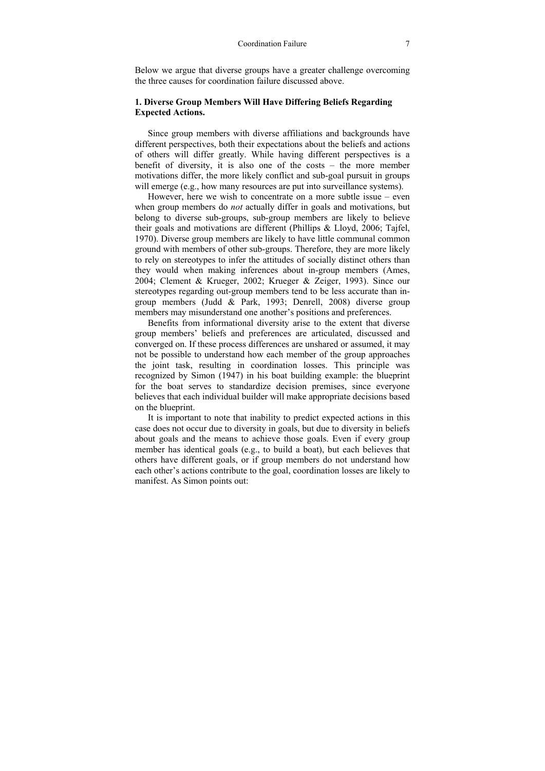Below we argue that diverse groups have a greater challenge overcoming the three causes for coordination failure discussed above.

### 1. Diverse Group Members Will Have Differing Beliefs Regarding Expected Actions.

Since group members with diverse affiliations and backgrounds have different perspectives, both their expectations about the beliefs and actions of others will differ greatly. While having different perspectives is a benefit of diversity, it is also one of the costs – the more member motivations differ, the more likely conflict and sub-goal pursuit in groups will emerge (e.g., how many resources are put into surveillance systems).

However, here we wish to concentrate on a more subtle issue – even when group members do *not* actually differ in goals and motivations, but belong to diverse sub-groups, sub-group members are likely to believe their goals and motivations are different (Phillips & Lloyd, 2006; Tajfel, 1970). Diverse group members are likely to have little communal common ground with members of other sub-groups. Therefore, they are more likely to rely on stereotypes to infer the attitudes of socially distinct others than they would when making inferences about in-group members (Ames, 2004; Clement & Krueger, 2002; Krueger & Zeiger, 1993). Since our stereotypes regarding out-group members tend to be less accurate than in-group members (Judd & Park, 1993; Denrell, 2008) diverse group members may misunderstand one another's positions and preferences.

Benefits from informational diversity arise to the extent that diverse group members' beliefs and preferences are articulated, discussed and converged on. If these process differences are unshared or assumed, it may not be possible to understand how each member of the group approaches the joint task, resulting in coordination losses. This principle was recognized by Simon (1947) in his boat building example: the blueprint for the boat serves to standardize decision premises, since everyone believes that each individual builder will make appropriate decisions based on the blueprint.

It is important to note that inability to predict expected actions in this case does not occur due to diversity in goals, but due to diversity in beliefs about goals and the means to achieve those goals. Even if every group member has identical goals (e.g., to build a boat), but each believes that others have different goals, or if group members do not understand how each other's actions contribute to the goal, coordination losses are likely to manifest. As Simon points out: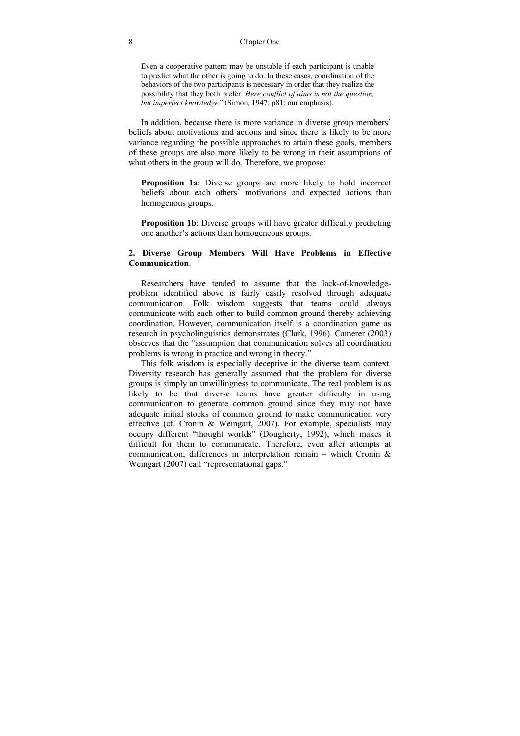> Even a cooperative pattern may be unstable if each participant is unable to predict what the other is going to do. In these cases, coordination of the behaviors of the two participants is necessary in order that they realize the possibility that they both prefer. *Here conflict of aims is not the question, but imperfect knowledge"* (Simon, 1947; p81; our emphasis).

In addition, because there is more variance in diverse group members' beliefs about motivations and actions and since there is likely to be more variance regarding the possible approaches to attain these goals, members of these groups are also more likely to be wrong in their assumptions of what others in the group will do. Therefore, we propose:

> **Proposition 1a**: Diverse groups are more likely to hold incorrect beliefs about each others' motivations and expected actions than homogenous groups.

> **Proposition 1b**: Diverse groups will have greater difficulty predicting one another's actions than homogeneous groups.

### 2. Diverse Group Members Will Have Problems in Effective Communication.

Researchers have tended to assume that the lack-of-knowledge-problem identified above is fairly easily resolved through adequate communication. Folk wisdom suggests that teams could always communicate with each other to build common ground thereby achieving coordination. However, communication itself is a coordination game as research in psycholinguistics demonstrates (Clark, 1996). Camerer (2003) observes that the "assumption that communication solves all coordination problems is wrong in practice and wrong in theory."

This folk wisdom is especially deceptive in the diverse team context. Diversity research has generally assumed that the problem for diverse groups is simply an unwillingness to communicate. The real problem is as likely to be that diverse teams have greater difficulty in using communication to generate common ground since they may not have adequate initial stocks of common ground to make communication very effective (cf. Cronin & Weingart, 2007). For example, specialists may occupy different "thought worlds" (Dougherty, 1992), which makes it difficult for them to communicate. Therefore, even after attempts at communication, differences in interpretation remain – which Cronin & Weingart (2007) call "representational gaps."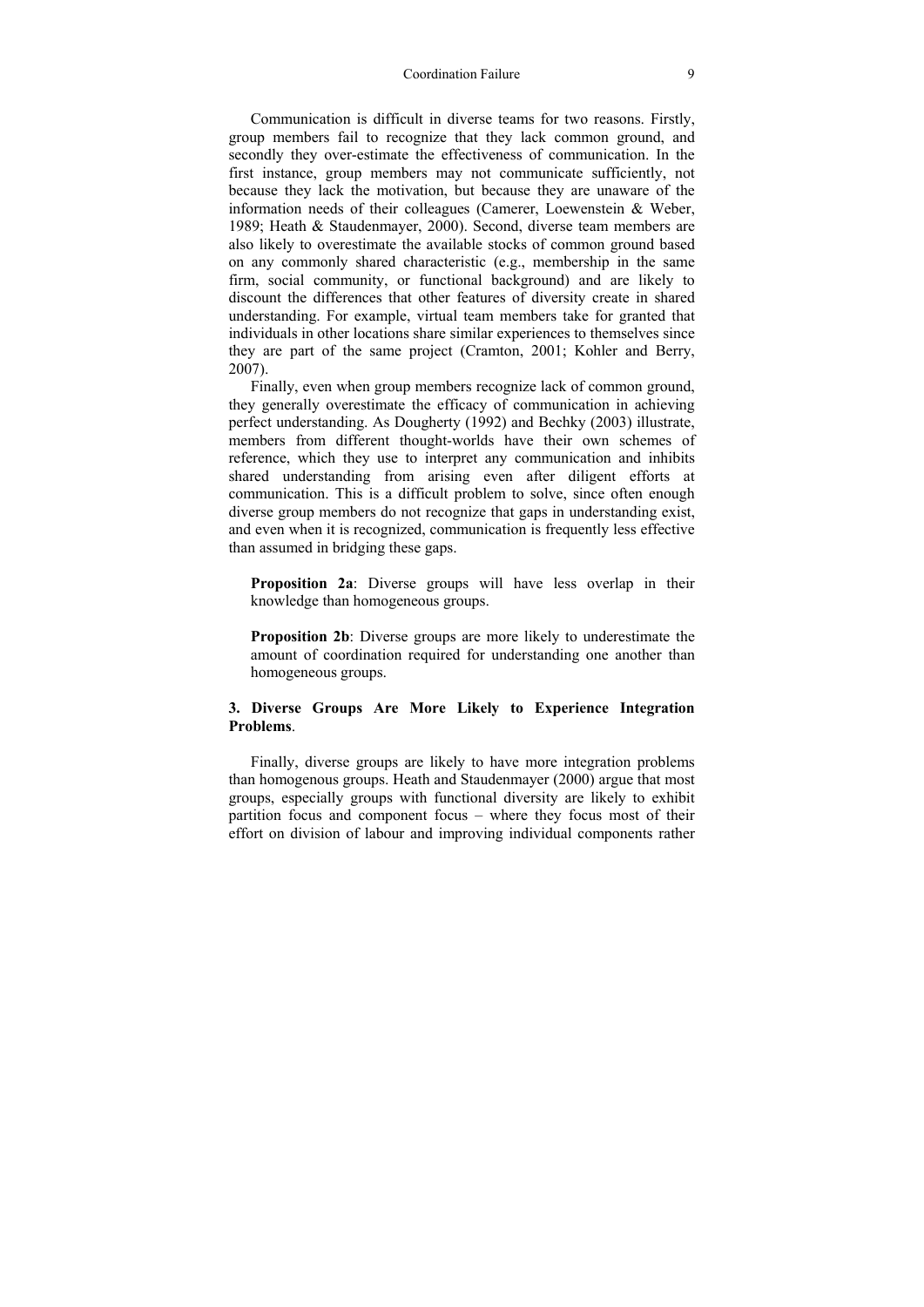Communication is difficult in diverse teams for two reasons. Firstly, group members fail to recognize that they lack common ground, and secondly they over-estimate the effectiveness of communication. In the first instance, group members may not communicate sufficiently, not because they lack the motivation, but because they are unaware of the information needs of their colleagues (Camerer, Loewenstein & Weber, 1989; Heath & Staudenmayer, 2000). Second, diverse team members are also likely to overestimate the available stocks of common ground based on any commonly shared characteristic (e.g., membership in the same firm, social community, or functional background) and are likely to discount the differences that other features of diversity create in shared understanding. For example, virtual team members take for granted that individuals in other locations share similar experiences to themselves since they are part of the same project (Cramton, 2001; Kohler and Berry, 2007).

Finally, even when group members recognize lack of common ground, they generally overestimate the efficacy of communication in achieving perfect understanding. As Dougherty (1992) and Bechky (2003) illustrate, members from different thought-worlds have their own schemes of reference, which they use to interpret any communication and inhibits shared understanding from arising even after diligent efforts at communication. This is a difficult problem to solve, since often enough diverse group members do not recognize that gaps in understanding exist, and even when it is recognized, communication is frequently less effective than assumed in bridging these gaps.

> **Proposition 2a**: Diverse groups will have less overlap in their knowledge than homogeneous groups.

> **Proposition 2b**: Diverse groups are more likely to underestimate the amount of coordination required for understanding one another than homogeneous groups.

### 3. Diverse Groups Are More Likely to Experience Integration Problems.

Finally, diverse groups are likely to have more integration problems than homogenous groups. Heath and Staudenmayer (2000) argue that most groups, especially groups with functional diversity are likely to exhibit partition focus and component focus – where they focus most of their effort on division of labour and improving individual components rather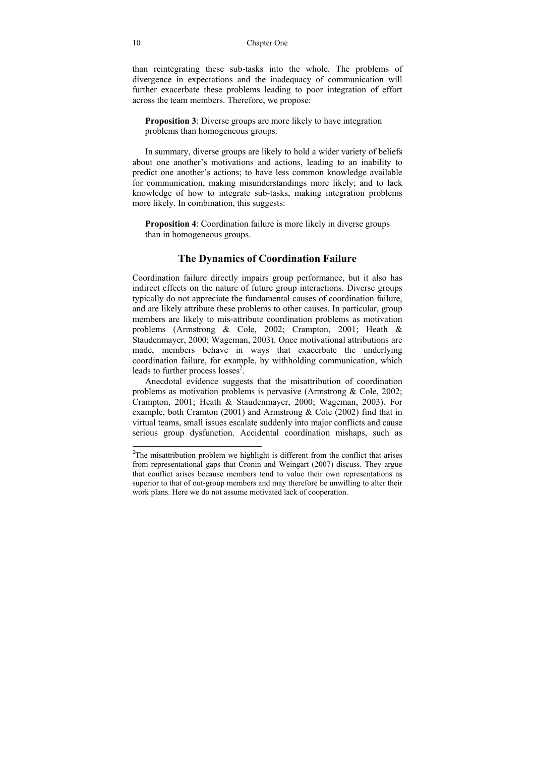than reintegrating these sub-tasks into the whole. The problems of divergence in expectations and the inadequacy of communication will further exacerbate these problems leading to poor integration of effort across the team members. Therefore, we propose:

> **Proposition 3**: Diverse groups are more likely to have integration problems than homogeneous groups.

In summary, diverse groups are likely to hold a wider variety of beliefs about one another's motivations and actions, leading to an inability to predict one another's actions; to have less common knowledge available for communication, making misunderstandings more likely; and to lack knowledge of how to integrate sub-tasks, making integration problems more likely. In combination, this suggests:

> **Proposition 4**: Coordination failure is more likely in diverse groups than in homogeneous groups.

## The Dynamics of Coordination Failure

Coordination failure directly impairs group performance, but it also has indirect effects on the nature of future group interactions. Diverse groups typically do not appreciate the fundamental causes of coordination failure, and are likely attribute these problems to other causes. In particular, group members are likely to mis-attribute coordination problems as motivation problems (Armstrong & Cole, 2002; Crampton, 2001; Heath & Staudenmayer, 2000; Wageman, 2003). Once motivational attributions are made, members behave in ways that exacerbate the underlying coordination failure, for example, by withholding communication, which leads to further process losses[2].

Anecdotal evidence suggests that the misattribution of coordination problems as motivation problems is pervasive (Armstrong & Cole, 2002; Crampton, 2001; Heath & Staudenmayer, 2000; Wageman, 2003). For example, both Cramton (2001) and Armstrong & Cole (2002) find that in virtual teams, small issues escalate suddenly into major conflicts and cause serious group dysfunction. Accidental coordination mishaps, such as

---

[2]The misattribution problem we highlight is different from the conflict that arises from representational gaps that Cronin and Weingart (2007) discuss. They argue that conflict arises because members tend to value their own representations as superior to that of out-group members and may therefore be unwilling to alter their work plans. Here we do not assume motivated lack of cooperation.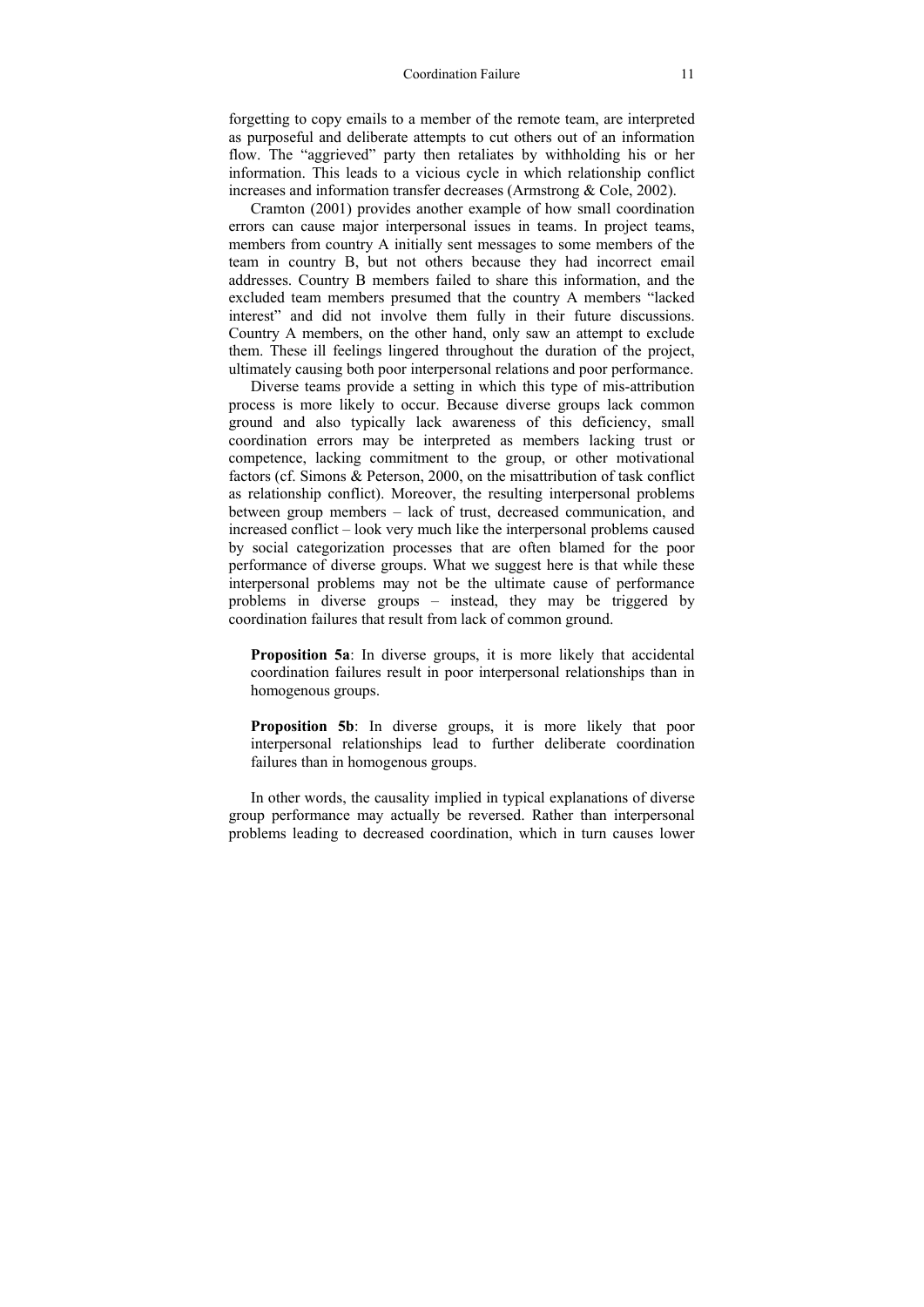forgetting to copy emails to a member of the remote team, are interpreted as purposeful and deliberate attempts to cut others out of an information flow. The "aggrieved" party then retaliates by withholding his or her information. This leads to a vicious cycle in which relationship conflict increases and information transfer decreases (Armstrong & Cole, 2002).

Cramton (2001) provides another example of how small coordination errors can cause major interpersonal issues in teams. In project teams, members from country A initially sent messages to some members of the team in country B, but not others because they had incorrect email addresses. Country B members failed to share this information, and the excluded team members presumed that the country A members "lacked interest" and did not involve them fully in their future discussions. Country A members, on the other hand, only saw an attempt to exclude them. These ill feelings lingered throughout the duration of the project, ultimately causing both poor interpersonal relations and poor performance.

Diverse teams provide a setting in which this type of mis-attribution process is more likely to occur. Because diverse groups lack common ground and also typically lack awareness of this deficiency, small coordination errors may be interpreted as members lacking trust or competence, lacking commitment to the group, or other motivational factors (cf. Simons & Peterson, 2000, on the misattribution of task conflict as relationship conflict). Moreover, the resulting interpersonal problems between group members – lack of trust, decreased communication, and increased conflict – look very much like the interpersonal problems caused by social categorization processes that are often blamed for the poor performance of diverse groups. What we suggest here is that while these interpersonal problems may not be the ultimate cause of performance problems in diverse groups – instead, they may be triggered by coordination failures that result from lack of common ground.

> **Proposition 5a**: In diverse groups, it is more likely that accidental coordination failures result in poor interpersonal relationships than in homogenous groups.

> **Proposition 5b**: In diverse groups, it is more likely that poor interpersonal relationships lead to further deliberate coordination failures than in homogenous groups.

In other words, the causality implied in typical explanations of diverse group performance may actually be reversed. Rather than interpersonal problems leading to decreased coordination, which in turn causes lower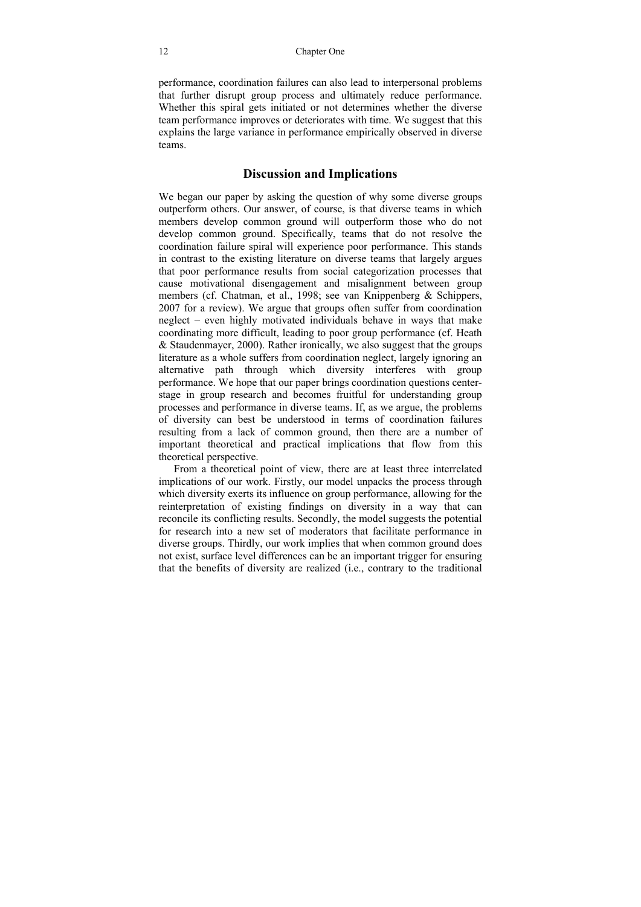performance, coordination failures can also lead to interpersonal problems that further disrupt group process and ultimately reduce performance. Whether this spiral gets initiated or not determines whether the diverse team performance improves or deteriorates with time. We suggest that this explains the large variance in performance empirically observed in diverse teams.

## Discussion and Implications

We began our paper by asking the question of why some diverse groups outperform others. Our answer, of course, is that diverse teams in which members develop common ground will outperform those who do not develop common ground. Specifically, teams that do not resolve the coordination failure spiral will experience poor performance. This stands in contrast to the existing literature on diverse teams that largely argues that poor performance results from social categorization processes that cause motivational disengagement and misalignment between group members (cf. Chatman, et al., 1998; see van Knippenberg & Schippers, 2007 for a review). We argue that groups often suffer from coordination neglect – even highly motivated individuals behave in ways that make coordinating more difficult, leading to poor group performance (cf. Heath & Staudenmayer, 2000). Rather ironically, we also suggest that the groups literature as a whole suffers from coordination neglect, largely ignoring an alternative path through which diversity interferes with group performance. We hope that our paper brings coordination questions center-stage in group research and becomes fruitful for understanding group processes and performance in diverse teams. If, as we argue, the problems of diversity can best be understood in terms of coordination failures resulting from a lack of common ground, then there are a number of important theoretical and practical implications that flow from this theoretical perspective.

From a theoretical point of view, there are at least three interrelated implications of our work. Firstly, our model unpacks the process through which diversity exerts its influence on group performance, allowing for the reinterpretation of existing findings on diversity in a way that can reconcile its conflicting results. Secondly, the model suggests the potential for research into a new set of moderators that facilitate performance in diverse groups. Thirdly, our work implies that when common ground does not exist, surface level differences can be an important trigger for ensuring that the benefits of diversity are realized (i.e., contrary to the traditional